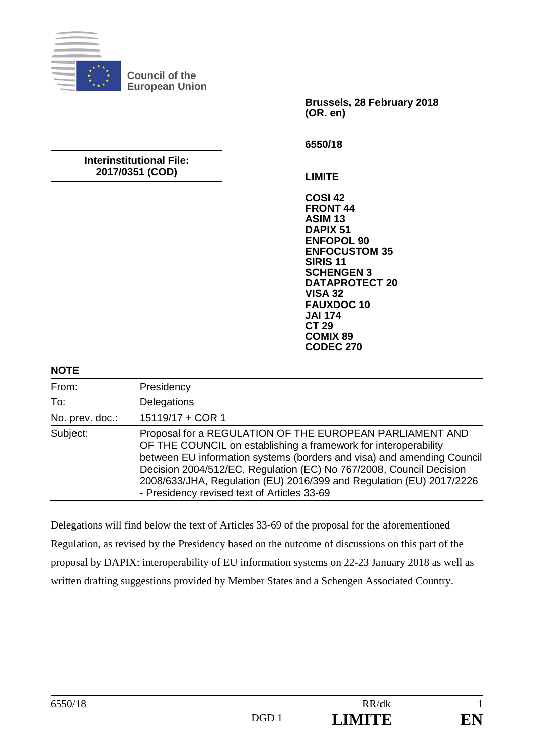Council of the European Union

Brussels, 28 February 2018
(OR. en)

6550/18

**Interinstitutional File:**
**2017/0351 (COD)**

**LIMITE**

**COSI 42**
**FRONT 44**
**ASIM 13**
**DAPIX 51**
**ENFOPOL 90**
**ENFOCUSTOM 35**
**SIRIS 11**
**SCHENGEN 3**
**DATAPROTECT 20**
**VISA 32**
**FAUXDOC 10**
**JAI 174**
**CT 29**
**COMIX 89**
**CODEC 270**

**NOTE**

| | |
|---|---|
| From: | Presidency |
| To: | Delegations |
| No. prev. doc.: | 15119/17 + COR 1 |
| Subject: | Proposal for a REGULATION OF THE EUROPEAN PARLIAMENT AND OF THE COUNCIL on establishing a framework for interoperability between EU information systems (borders and visa) and amending Council Decision 2004/512/EC, Regulation (EC) No 767/2008, Council Decision 2008/633/JHA, Regulation (EU) 2016/399 and Regulation (EU) 2017/2226 - Presidency revised text of Articles 33-69 |

Delegations will find below the text of Articles 33-69 of the proposal for the aforementioned Regulation, as revised by the Presidency based on the outcome of discussions on this part of the proposal by DAPIX: interoperability of EU information systems on 22-23 January 2018 as well as written drafting suggestions provided by Member States and a Schengen Associated Country.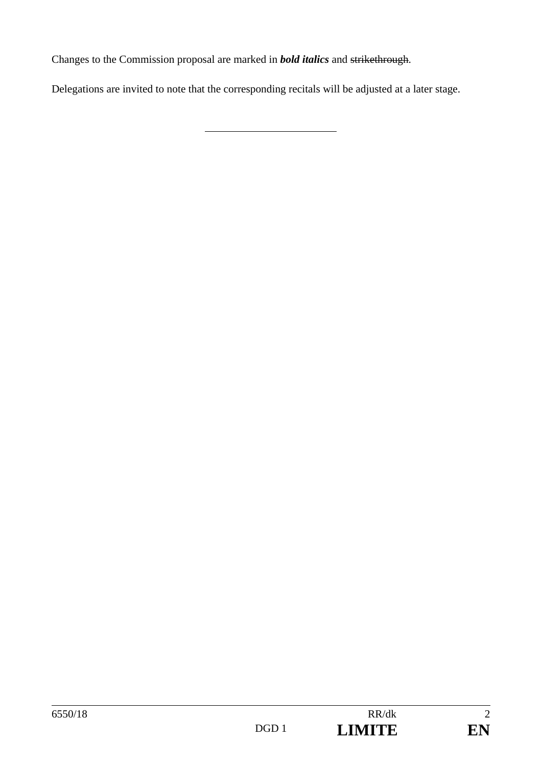Changes to the Commission proposal are marked in ***bold italics*** and ~~strikethrough~~.

Delegations are invited to note that the corresponding recitals will be adjusted at a later stage.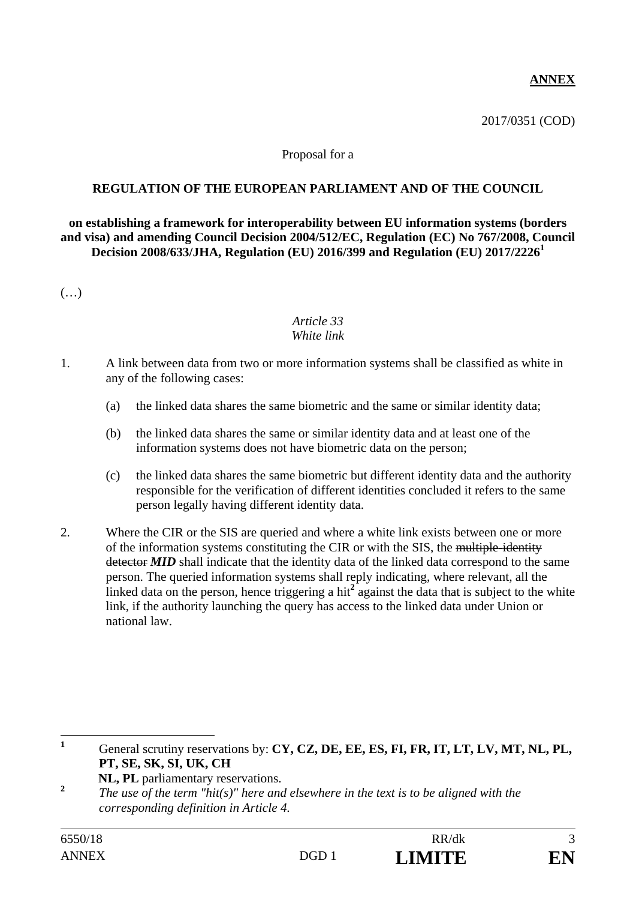**ANNEX**

2017/0351 (COD)

Proposal for a

**REGULATION OF THE EUROPEAN PARLIAMENT AND OF THE COUNCIL**

**on establishing a framework for interoperability between EU information systems (borders and visa) and amending Council Decision 2004/512/EC, Regulation (EC) No 767/2008, Council Decision 2008/633/JHA, Regulation (EU) 2016/399 and Regulation (EU) 2017/2226**[1]

(…)

*Article 33*
*White link*

1. A link between data from two or more information systems shall be classified as white in any of the following cases:

   (a) the linked data shares the same biometric and the same or similar identity data;

   (b) the linked data shares the same or similar identity data and at least one of the information systems does not have biometric data on the person;

   (c) the linked data shares the same biometric but different identity data and the authority responsible for the verification of different identities concluded it refers to the same person legally having different identity data.

2. Where the CIR or the SIS are queried and where a white link exists between one or more of the information systems constituting the CIR or with the SIS, the ~~multiple-identity detector~~ ***MID*** shall indicate that the identity data of the linked data correspond to the same person. The queried information systems shall reply indicating, where relevant, all the linked data on the person, hence triggering a hit[2] against the data that is subject to the white link, if the authority launching the query has access to the linked data under Union or national law.

---

[1] General scrutiny reservations by: **CY, CZ, DE, EE, ES, FI, FR, IT, LT, LV, MT, NL, PL, PT, SE, SK, SI, UK, CH**
**NL, PL** parliamentary reservations.

[2] *The use of the term "hit(s)" here and elsewhere in the text is to be aligned with the corresponding definition in Article 4.*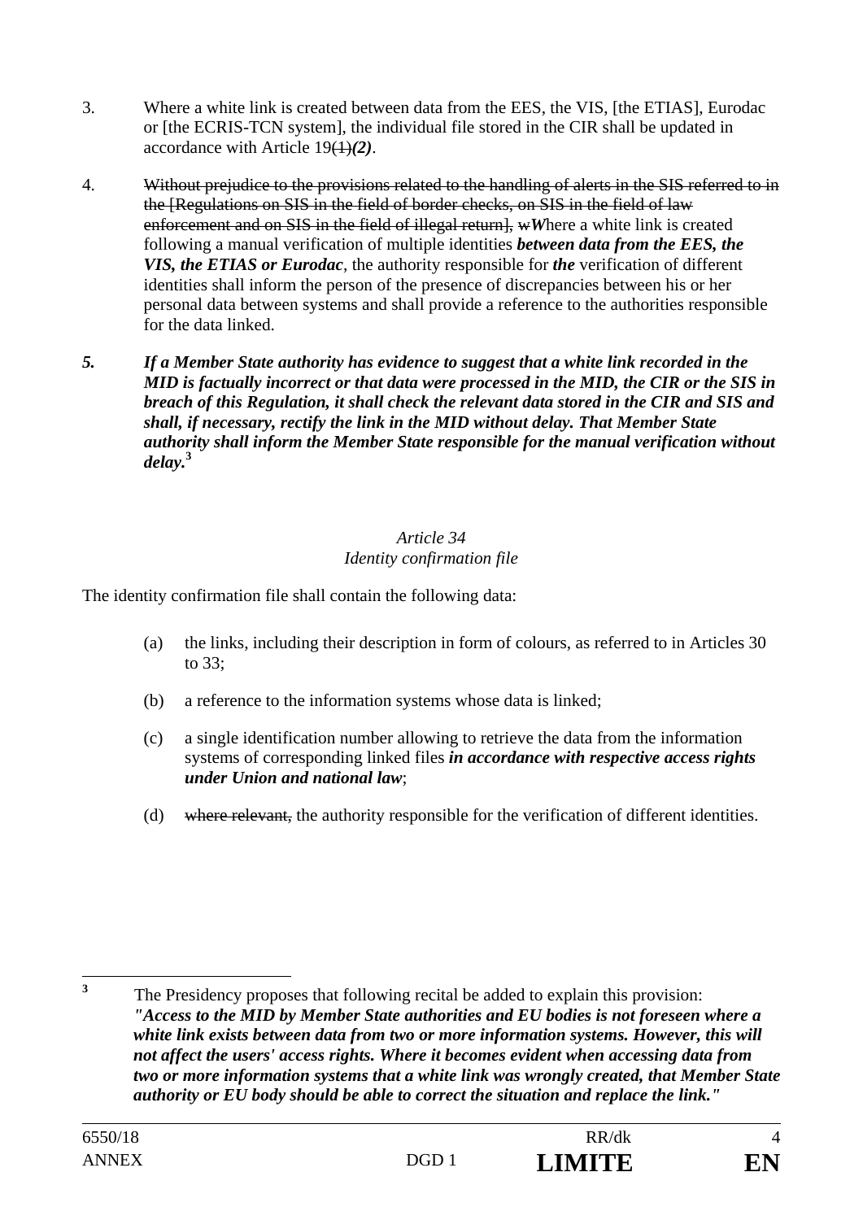3. Where a white link is created between data from the EES, the VIS, [the ETIAS], Eurodac or [the ECRIS-TCN system], the individual file stored in the CIR shall be updated in accordance with Article 19~~(1)~~***(2)***.

4. ~~Without prejudice to the provisions related to the handling of alerts in the SIS referred to in the [Regulations on SIS in the field of border checks, on SIS in the field of law enforcement and on SIS in the field of illegal return], w~~***W***here a white link is created following a manual verification of multiple identities ***between data from the EES, the VIS, the ETIAS or Eurodac***, the authority responsible for ***the*** verification of different identities shall inform the person of the presence of discrepancies between his or her personal data between systems and shall provide a reference to the authorities responsible for the data linked.

***5. If a Member State authority has evidence to suggest that a white link recorded in the MID is factually incorrect or that data were processed in the MID, the CIR or the SIS in breach of this Regulation, it shall check the relevant data stored in the CIR and SIS and shall, if necessary, rectify the link in the MID without delay. That Member State authority shall inform the Member State responsible for the manual verification without delay.***[3]

*Article 34*
*Identity confirmation file*

The identity confirmation file shall contain the following data:

(a) the links, including their description in form of colours, as referred to in Articles 30 to 33;

(b) a reference to the information systems whose data is linked;

(c) a single identification number allowing to retrieve the data from the information systems of corresponding linked files ***in accordance with respective access rights under Union and national law***;

(d) ~~where relevant,~~ the authority responsible for the verification of different identities.

---

[3] The Presidency proposes that following recital be added to explain this provision: ***"Access to the MID by Member State authorities and EU bodies is not foreseen where a white link exists between data from two or more information systems. However, this will not affect the users' access rights. Where it becomes evident when accessing data from two or more information systems that a white link was wrongly created, that Member State authority or EU body should be able to correct the situation and replace the link."***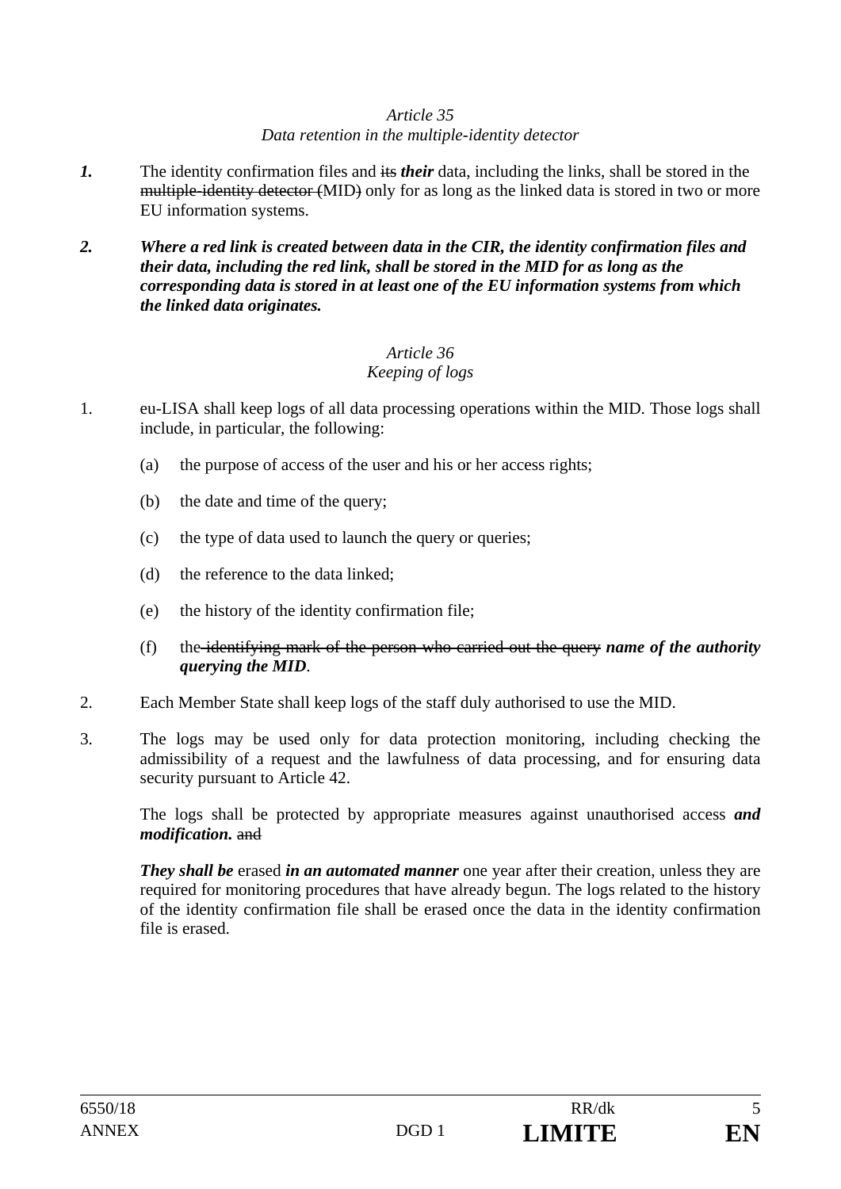*Article 35*
*Data retention in the multiple-identity detector*

***1.*** The identity confirmation files and ~~its~~ ***their*** data, including the links, shall be stored in the ~~multiple-identity detector (~~MID~~)~~ only for as long as the linked data is stored in two or more EU information systems.

***2. Where a red link is created between data in the CIR, the identity confirmation files and their data, including the red link, shall be stored in the MID for as long as the corresponding data is stored in at least one of the EU information systems from which the linked data originates.***

*Article 36*
*Keeping of logs*

1. eu-LISA shall keep logs of all data processing operations within the MID. Those logs shall include, in particular, the following:

   (a) the purpose of access of the user and his or her access rights;

   (b) the date and time of the query;

   (c) the type of data used to launch the query or queries;

   (d) the reference to the data linked;

   (e) the history of the identity confirmation file;

   (f) the ~~identifying mark of the person who carried out the query~~ ***name of the authority querying the MID***.

2. Each Member State shall keep logs of the staff duly authorised to use the MID.

3. The logs may be used only for data protection monitoring, including checking the admissibility of a request and the lawfulness of data processing, and for ensuring data security pursuant to Article 42.

   The logs shall be protected by appropriate measures against unauthorised access ***and modification.*** ~~and~~

   ***They shall be*** erased ***in an automated manner*** one year after their creation, unless they are required for monitoring procedures that have already begun. The logs related to the history of the identity confirmation file shall be erased once the data in the identity confirmation file is erased.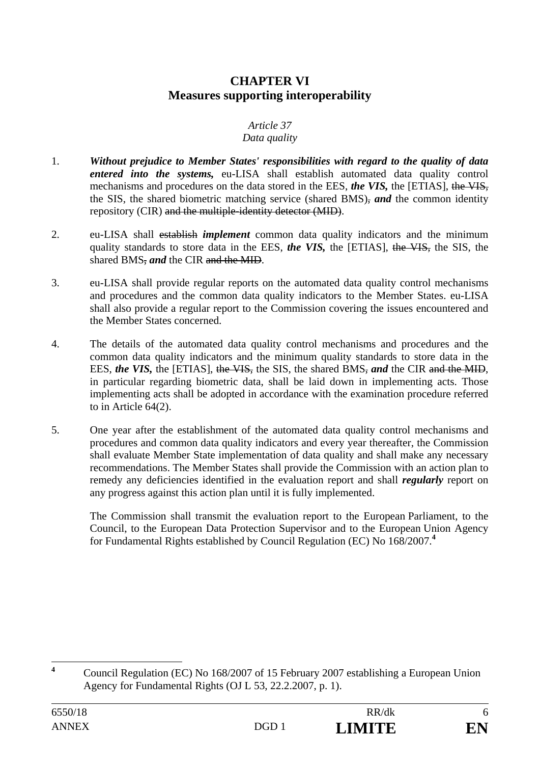## CHAPTER VI
## Measures supporting interoperability

*Article 37*
*Data quality*

1. ***Without prejudice to Member States' responsibilities with regard to the quality of data entered into the systems,*** eu-LISA shall establish automated data quality control mechanisms and procedures on the data stored in the EES, ***the VIS,*** the [ETIAS], ~~the VIS,~~ the SIS, the shared biometric matching service (shared BMS)~~,~~ ***and*** the common identity repository (CIR) ~~and the multiple-identity detector (MID)~~.

2. eu-LISA shall ~~establish~~ ***implement*** common data quality indicators and the minimum quality standards to store data in the EES, ***the VIS,*** the [ETIAS], ~~the VIS,~~ the SIS, the shared BMS~~,~~ ***and*** the CIR ~~and the MID~~.

3. eu-LISA shall provide regular reports on the automated data quality control mechanisms and procedures and the common data quality indicators to the Member States. eu-LISA shall also provide a regular report to the Commission covering the issues encountered and the Member States concerned.

4. The details of the automated data quality control mechanisms and procedures and the common data quality indicators and the minimum quality standards to store data in the EES, ***the VIS,*** the [ETIAS], ~~the VIS,~~ the SIS, the shared BMS~~,~~ ***and*** the CIR ~~and the MID~~, in particular regarding biometric data, shall be laid down in implementing acts. Those implementing acts shall be adopted in accordance with the examination procedure referred to in Article 64(2).

5. One year after the establishment of the automated data quality control mechanisms and procedures and common data quality indicators and every year thereafter, the Commission shall evaluate Member State implementation of data quality and shall make any necessary recommendations. The Member States shall provide the Commission with an action plan to remedy any deficiencies identified in the evaluation report and shall ***regularly*** report on any progress against this action plan until it is fully implemented.

   The Commission shall transmit the evaluation report to the European Parliament, to the Council, to the European Data Protection Supervisor and to the European Union Agency for Fundamental Rights established by Council Regulation (EC) No 168/2007.[4]

[4] Council Regulation (EC) No 168/2007 of 15 February 2007 establishing a European Union Agency for Fundamental Rights (OJ L 53, 22.2.2007, p. 1).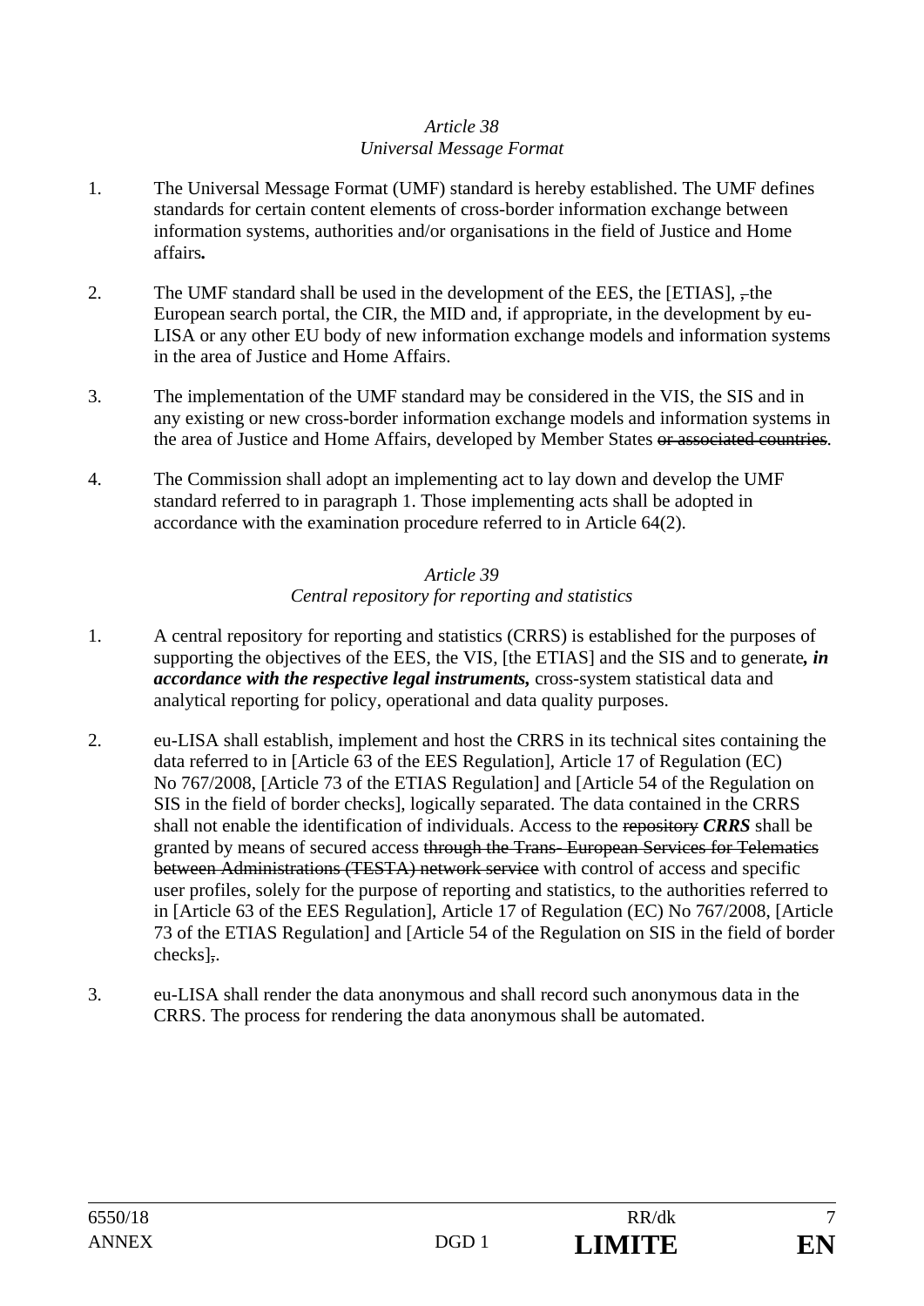*Article 38*
*Universal Message Format*

1. The Universal Message Format (UMF) standard is hereby established. The UMF defines standards for certain content elements of cross-border information exchange between information systems, authorities and/or organisations in the field of Justice and Home affairs**.**

2. The UMF standard shall be used in the development of the EES, the [ETIAS], ~~,~~ the European search portal, the CIR, the MID and, if appropriate, in the development by eu-LISA or any other EU body of new information exchange models and information systems in the area of Justice and Home Affairs.

3. The implementation of the UMF standard may be considered in the VIS, the SIS and in any existing or new cross-border information exchange models and information systems in the area of Justice and Home Affairs, developed by Member States ~~or associated countries~~.

4. The Commission shall adopt an implementing act to lay down and develop the UMF standard referred to in paragraph 1. Those implementing acts shall be adopted in accordance with the examination procedure referred to in Article 64(2).

*Article 39*
*Central repository for reporting and statistics*

1. A central repository for reporting and statistics (CRRS) is established for the purposes of supporting the objectives of the EES, the VIS, [the ETIAS] and the SIS and to generate***, in accordance with the respective legal instruments,*** cross-system statistical data and analytical reporting for policy, operational and data quality purposes.

2. eu-LISA shall establish, implement and host the CRRS in its technical sites containing the data referred to in [Article 63 of the EES Regulation], Article 17 of Regulation (EC) No 767/2008, [Article 73 of the ETIAS Regulation] and [Article 54 of the Regulation on SIS in the field of border checks], logically separated. The data contained in the CRRS shall not enable the identification of individuals. Access to the ~~repository~~ ***CRRS*** shall be granted by means of secured access ~~through the Trans- European Services for Telematics between Administrations (TESTA) network service~~ with control of access and specific user profiles, solely for the purpose of reporting and statistics, to the authorities referred to in [Article 63 of the EES Regulation], Article 17 of Regulation (EC) No 767/2008, [Article 73 of the ETIAS Regulation] and [Article 54 of the Regulation on SIS in the field of border checks]~~,~~.

3. eu-LISA shall render the data anonymous and shall record such anonymous data in the CRRS. The process for rendering the data anonymous shall be automated.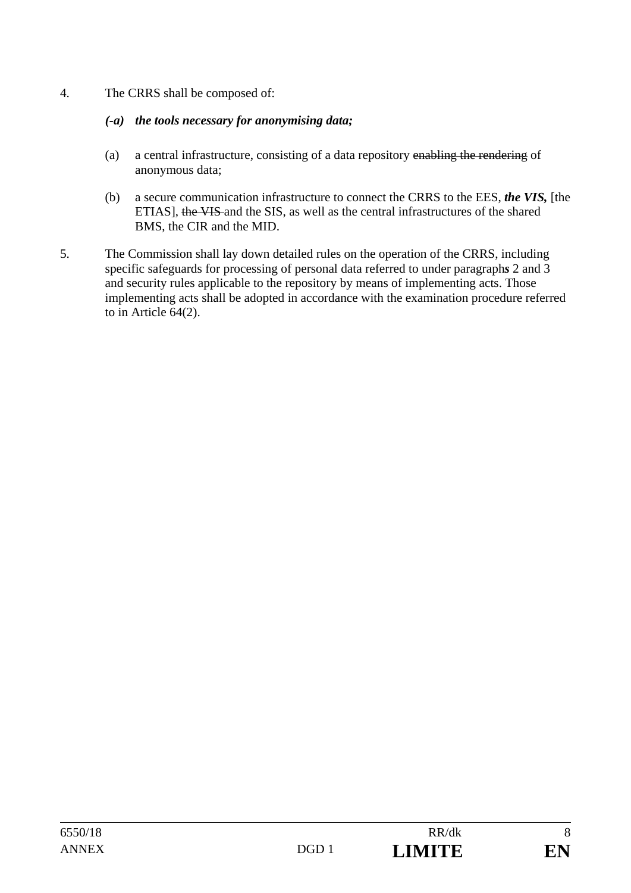4. The CRRS shall be composed of:

   ***(-a) the tools necessary for anonymising data;***

   (a) a central infrastructure, consisting of a data repository ~~enabling the rendering~~ of anonymous data;

   (b) a secure communication infrastructure to connect the CRRS to the EES, ***the VIS,*** [the ETIAS], ~~the VIS~~ and the SIS, as well as the central infrastructures of the shared BMS, the CIR and the MID.

5. The Commission shall lay down detailed rules on the operation of the CRRS, including specific safeguards for processing of personal data referred to under paragraph***s*** 2 and 3 and security rules applicable to the repository by means of implementing acts. Those implementing acts shall be adopted in accordance with the examination procedure referred to in Article 64(2).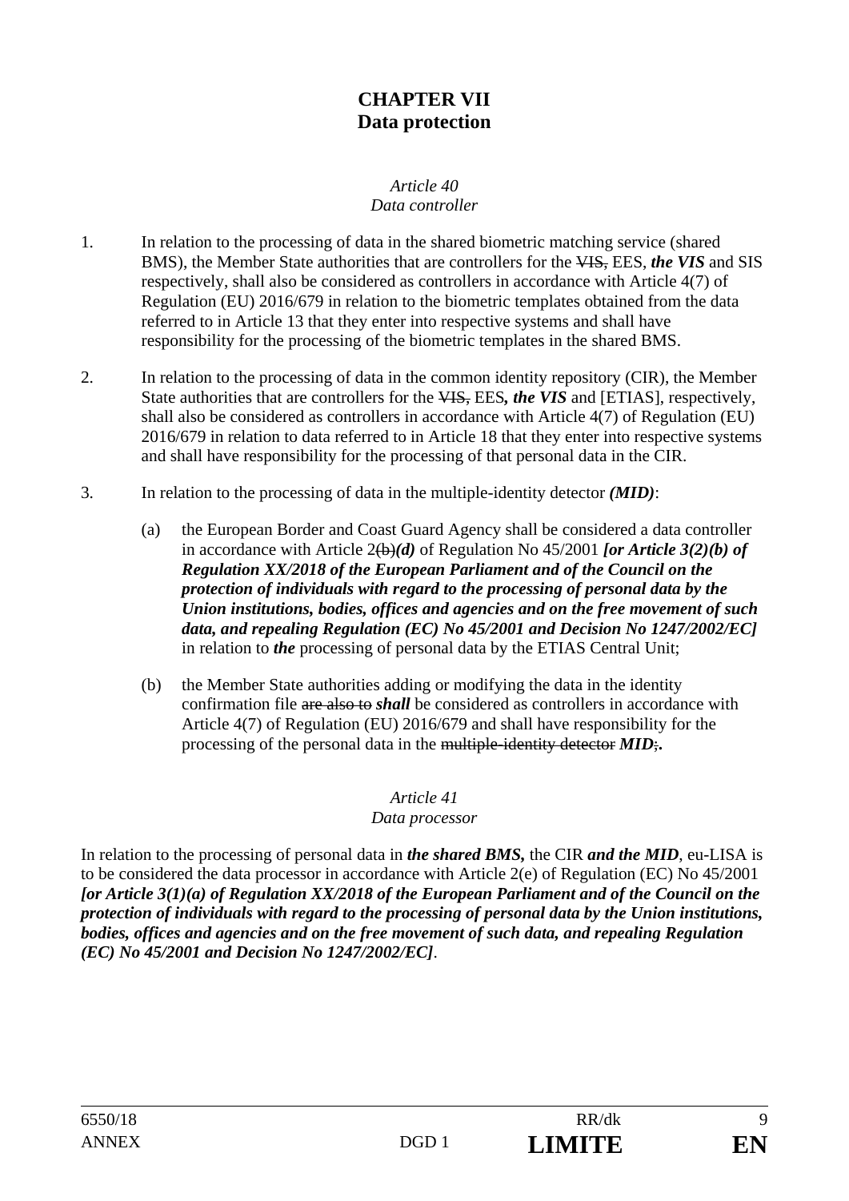# CHAPTER VII
# Data protection

*Article 40*
*Data controller*

1. In relation to the processing of data in the shared biometric matching service (shared BMS), the Member State authorities that are controllers for the ~~VIS,~~ EES, ***the VIS*** and SIS respectively, shall also be considered as controllers in accordance with Article 4(7) of Regulation (EU) 2016/679 in relation to the biometric templates obtained from the data referred to in Article 13 that they enter into respective systems and shall have responsibility for the processing of the biometric templates in the shared BMS.

2. In relation to the processing of data in the common identity repository (CIR), the Member State authorities that are controllers for the ~~VIS,~~ EES***, the VIS*** and [ETIAS], respectively, shall also be considered as controllers in accordance with Article 4(7) of Regulation (EU) 2016/679 in relation to data referred to in Article 18 that they enter into respective systems and shall have responsibility for the processing of that personal data in the CIR.

3. In relation to the processing of data in the multiple-identity detector ***(MID)***:

   (a) the European Border and Coast Guard Agency shall be considered a data controller in accordance with Article 2~~(b)~~***(d)*** of Regulation No 45/2001 ***[or Article 3(2)(b) of Regulation XX/2018 of the European Parliament and of the Council on the protection of individuals with regard to the processing of personal data by the Union institutions, bodies, offices and agencies and on the free movement of such data, and repealing Regulation (EC) No 45/2001 and Decision No 1247/2002/EC]*** in relation to ***the*** processing of personal data by the ETIAS Central Unit;

   (b) the Member State authorities adding or modifying the data in the identity confirmation file ~~are also to~~ ***shall*** be considered as controllers in accordance with Article 4(7) of Regulation (EU) 2016/679 and shall have responsibility for the processing of the personal data in the ~~multiple-identity detector~~ ***MID***~~;~~***.***

*Article 41*
*Data processor*

In relation to the processing of personal data in ***the shared BMS,*** the CIR ***and the MID***, eu-LISA is to be considered the data processor in accordance with Article 2(e) of Regulation (EC) No 45/2001 ***[or Article 3(1)(a) of Regulation XX/2018 of the European Parliament and of the Council on the protection of individuals with regard to the processing of personal data by the Union institutions, bodies, offices and agencies and on the free movement of such data, and repealing Regulation (EC) No 45/2001 and Decision No 1247/2002/EC]***.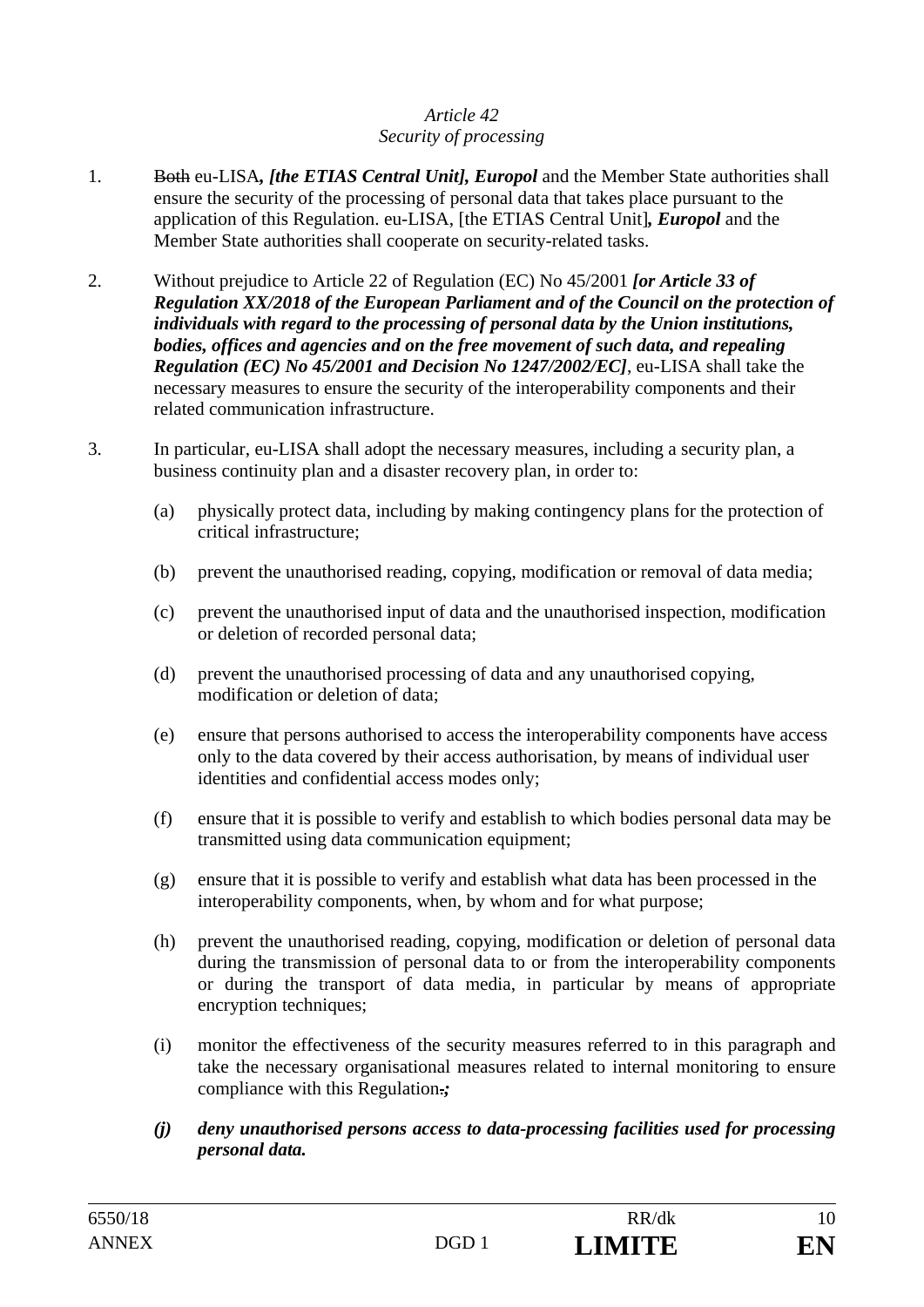*Article 42*
*Security of processing*

1. ~~Both~~ eu-LISA***, [the ETIAS Central Unit], Europol*** and the Member State authorities shall ensure the security of the processing of personal data that takes place pursuant to the application of this Regulation. eu-LISA, [the ETIAS Central Unit]***, Europol*** and the Member State authorities shall cooperate on security-related tasks.

2. Without prejudice to Article 22 of Regulation (EC) No 45/2001 ***[or Article 33 of Regulation XX/2018 of the European Parliament and of the Council on the protection of individuals with regard to the processing of personal data by the Union institutions, bodies, offices and agencies and on the free movement of such data, and repealing Regulation (EC) No 45/2001 and Decision No 1247/2002/EC]***, eu-LISA shall take the necessary measures to ensure the security of the interoperability components and their related communication infrastructure.

3. In particular, eu-LISA shall adopt the necessary measures, including a security plan, a business continuity plan and a disaster recovery plan, in order to:

   (a) physically protect data, including by making contingency plans for the protection of critical infrastructure;

   (b) prevent the unauthorised reading, copying, modification or removal of data media;

   (c) prevent the unauthorised input of data and the unauthorised inspection, modification or deletion of recorded personal data;

   (d) prevent the unauthorised processing of data and any unauthorised copying, modification or deletion of data;

   (e) ensure that persons authorised to access the interoperability components have access only to the data covered by their access authorisation, by means of individual user identities and confidential access modes only;

   (f) ensure that it is possible to verify and establish to which bodies personal data may be transmitted using data communication equipment;

   (g) ensure that it is possible to verify and establish what data has been processed in the interoperability components, when, by whom and for what purpose;

   (h) prevent the unauthorised reading, copying, modification or deletion of personal data during the transmission of personal data to or from the interoperability components or during the transport of data media, in particular by means of appropriate encryption techniques;

   (i) monitor the effectiveness of the security measures referred to in this paragraph and take the necessary organisational measures related to internal monitoring to ensure compliance with this Regulation~~.~~***;***

   ***(j) deny unauthorised persons access to data-processing facilities used for processing personal data.***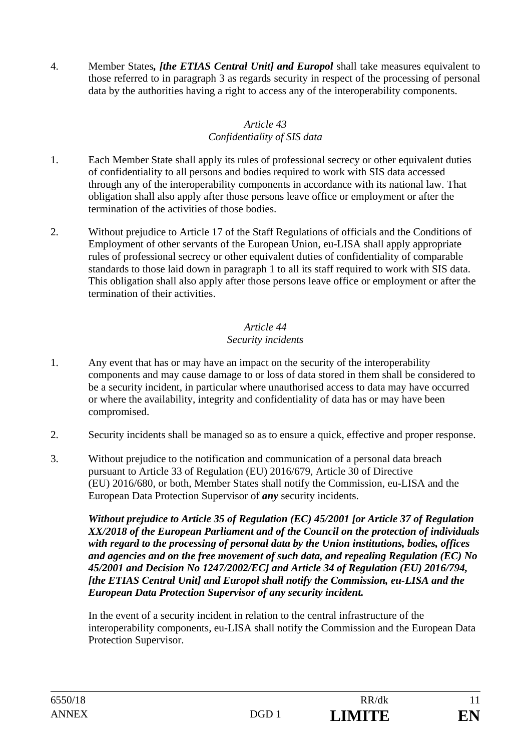4. Member States***, [the ETIAS Central Unit] and Europol*** shall take measures equivalent to those referred to in paragraph 3 as regards security in respect of the processing of personal data by the authorities having a right to access any of the interoperability components.

*Article 43*
*Confidentiality of SIS data*

1. Each Member State shall apply its rules of professional secrecy or other equivalent duties of confidentiality to all persons and bodies required to work with SIS data accessed through any of the interoperability components in accordance with its national law. That obligation shall also apply after those persons leave office or employment or after the termination of the activities of those bodies.

2. Without prejudice to Article 17 of the Staff Regulations of officials and the Conditions of Employment of other servants of the European Union, eu-LISA shall apply appropriate rules of professional secrecy or other equivalent duties of confidentiality of comparable standards to those laid down in paragraph 1 to all its staff required to work with SIS data. This obligation shall also apply after those persons leave office or employment or after the termination of their activities.

*Article 44*
*Security incidents*

1. Any event that has or may have an impact on the security of the interoperability components and may cause damage to or loss of data stored in them shall be considered to be a security incident, in particular where unauthorised access to data may have occurred or where the availability, integrity and confidentiality of data has or may have been compromised.

2. Security incidents shall be managed so as to ensure a quick, effective and proper response.

3. Without prejudice to the notification and communication of a personal data breach pursuant to Article 33 of Regulation (EU) 2016/679, Article 30 of Directive (EU) 2016/680, or both, Member States shall notify the Commission, eu-LISA and the European Data Protection Supervisor of ***any*** security incident~~s~~.

   ***Without prejudice to Article 35 of Regulation (EC) 45/2001 [or Article 37 of Regulation XX/2018 of the European Parliament and of the Council on the protection of individuals with regard to the processing of personal data by the Union institutions, bodies, offices and agencies and on the free movement of such data, and repealing Regulation (EC) No 45/2001 and Decision No 1247/2002/EC] and Article 34 of Regulation (EU) 2016/794, [the ETIAS Central Unit] and Europol shall notify the Commission, eu-LISA and the European Data Protection Supervisor of any security incident.***

   In the event of a security incident in relation to the central infrastructure of the interoperability components, eu-LISA shall notify the Commission and the European Data Protection Supervisor.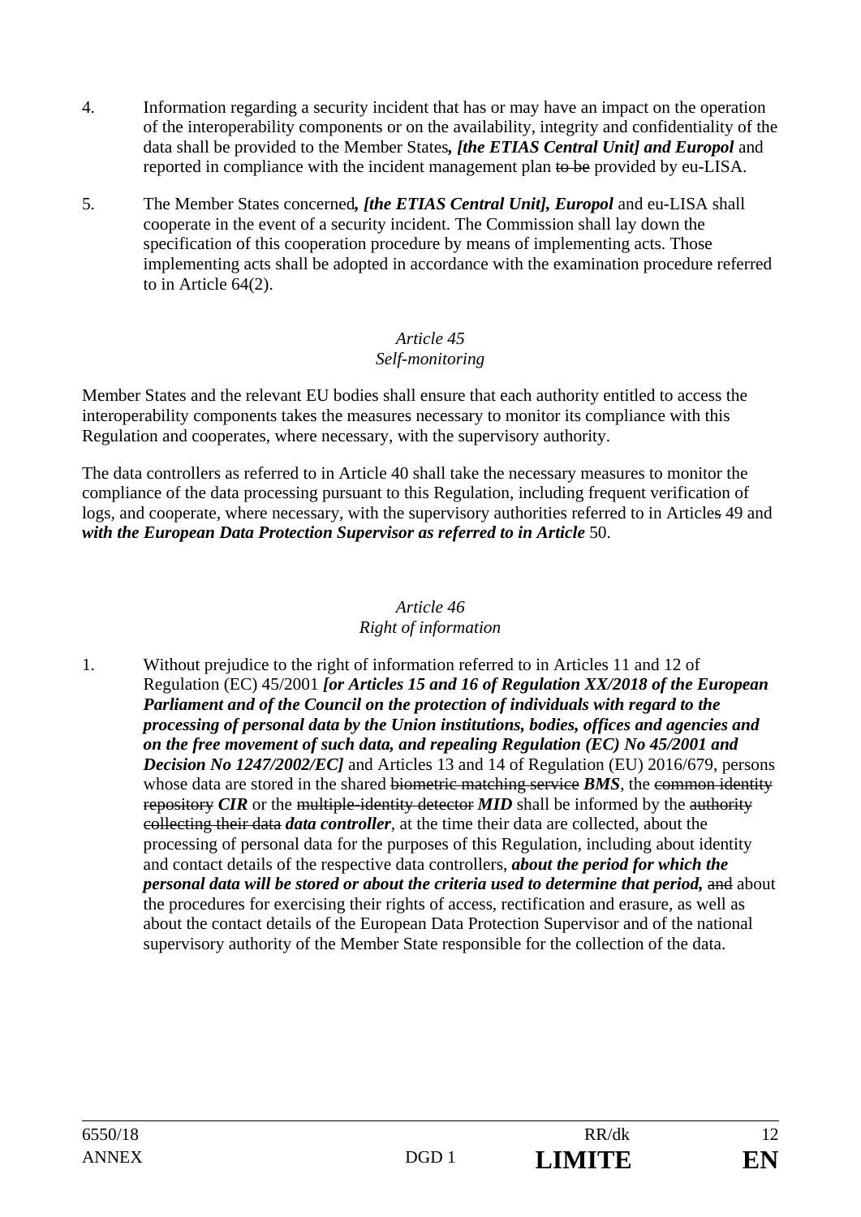4. Information regarding a security incident that has or may have an impact on the operation of the interoperability components or on the availability, integrity and confidentiality of the data shall be provided to the Member States***, [the ETIAS Central Unit] and Europol*** and reported in compliance with the incident management plan ~~to be~~ provided by eu-LISA.

5. The Member States concerned***, [the ETIAS Central Unit], Europol*** and eu-LISA shall cooperate in the event of a security incident. The Commission shall lay down the specification of this cooperation procedure by means of implementing acts. Those implementing acts shall be adopted in accordance with the examination procedure referred to in Article 64(2).

*Article 45*
*Self-monitoring*

Member States and the relevant EU bodies shall ensure that each authority entitled to access the interoperability components takes the measures necessary to monitor its compliance with this Regulation and cooperates, where necessary, with the supervisory authority.

The data controllers as referred to in Article 40 shall take the necessary measures to monitor the compliance of the data processing pursuant to this Regulation, including frequent verification of logs, and cooperate, where necessary, with the supervisory authorities referred to in Article~~s~~ 49 and ***with the European Data Protection Supervisor as referred to in Article*** 50.

*Article 46*
*Right of information*

1. Without prejudice to the right of information referred to in Articles 11 and 12 of Regulation (EC) 45/2001 ***[or Articles 15 and 16 of Regulation XX/2018 of the European Parliament and of the Council on the protection of individuals with regard to the processing of personal data by the Union institutions, bodies, offices and agencies and on the free movement of such data, and repealing Regulation (EC) No 45/2001 and Decision No 1247/2002/EC]*** and Articles 13 and 14 of Regulation (EU) 2016/679, persons whose data are stored in the shared ~~biometric matching service~~ ***BMS***, the ~~common identity repository~~ ***CIR*** or the ~~multiple-identity detector~~ ***MID*** shall be informed by the ~~authority collecting their data~~ ***data controller***, at the time their data are collected, about the processing of personal data for the purposes of this Regulation, including about identity and contact details of the respective data controllers, ***about the period for which the personal data will be stored or about the criteria used to determine that period,*** ~~and~~ about the procedures for exercising their rights of access, rectification and erasure, as well as about the contact details of the European Data Protection Supervisor and of the national supervisory authority of the Member State responsible for the collection of the data.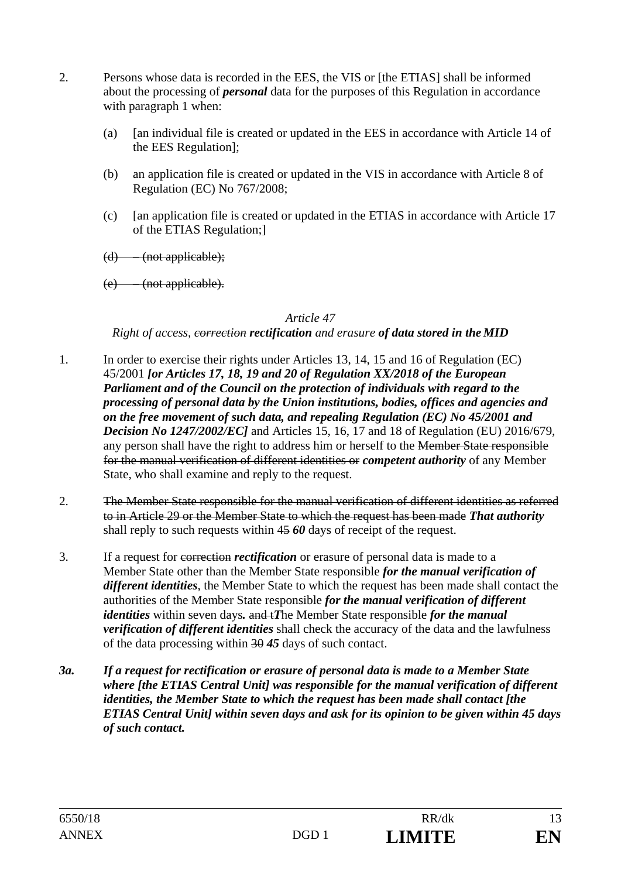2. Persons whose data is recorded in the EES, the VIS or [the ETIAS] shall be informed about the processing of ***personal*** data for the purposes of this Regulation in accordance with paragraph 1 when:

   (a) [an individual file is created or updated in the EES in accordance with Article 14 of the EES Regulation];

   (b) an application file is created or updated in the VIS in accordance with Article 8 of Regulation (EC) No 767/2008;

   (c) [an application file is created or updated in the ETIAS in accordance with Article 17 of the ETIAS Regulation;]

   ~~(d) – (not applicable);~~

   ~~(e) – (not applicable).~~

*Article 47*

*Right of access, ~~correction~~* ***rectification*** *and erasure* ***of data stored in the MID***

1. In order to exercise their rights under Articles 13, 14, 15 and 16 of Regulation (EC) 45/2001 ***[or Articles 17, 18, 19 and 20 of Regulation XX/2018 of the European Parliament and of the Council on the protection of individuals with regard to the processing of personal data by the Union institutions, bodies, offices and agencies and on the free movement of such data, and repealing Regulation (EC) No 45/2001 and Decision No 1247/2002/EC]*** and Articles 15, 16, 17 and 18 of Regulation (EU) 2016/679, any person shall have the right to address him or herself to the ~~Member State responsible for the manual verification of different identities or~~ ***competent authority*** of any Member State, who shall examine and reply to the request.

2. ~~The Member State responsible for the manual verification of different identities as referred to in Article 29 or the Member State to which the request has been made~~ ***That authority*** shall reply to such requests within ~~45~~ ***60*** days of receipt of the request.

3. If a request for ~~correction~~ ***rectification*** or erasure of personal data is made to a Member State other than the Member State responsible ***for the manual verification of different identities***, the Member State to which the request has been made shall contact the authorities of the Member State responsible ***for the manual verification of different identities*** within seven days***.*** ~~and t~~***T***he Member State responsible ***for the manual verification of different identities*** shall check the accuracy of the data and the lawfulness of the data processing within ~~30~~ ***45*** days of such contact.

***3a. If a request for rectification or erasure of personal data is made to a Member State where [the ETIAS Central Unit] was responsible for the manual verification of different identities, the Member State to which the request has been made shall contact [the ETIAS Central Unit] within seven days and ask for its opinion to be given within 45 days of such contact.***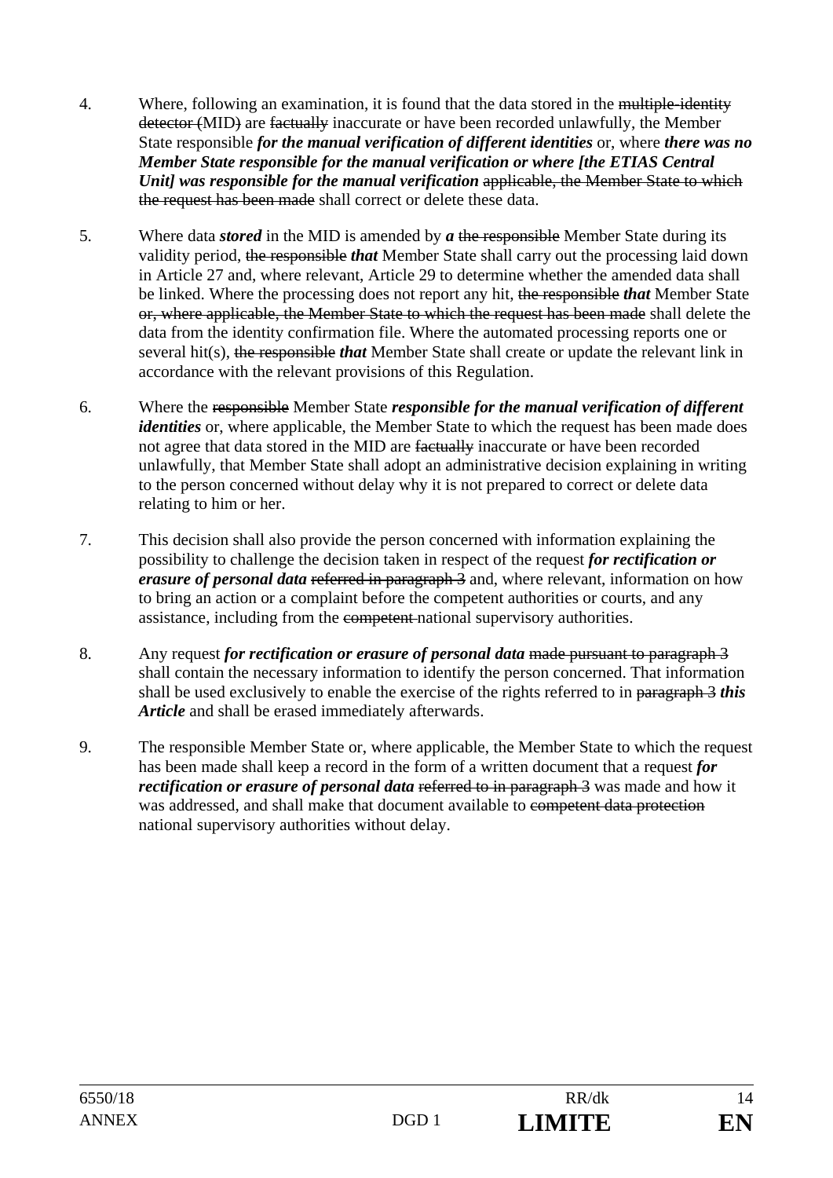4. Where, following an examination, it is found that the data stored in the ~~multiple-identity detector (~~MID~~)~~ are ~~factually~~ inaccurate or have been recorded unlawfully, the Member State responsible ***for the manual verification of different identities*** or, where ***there was no Member State responsible for the manual verification or where [the ETIAS Central Unit] was responsible for the manual verification*** ~~applicable, the Member State to which the request has been made~~ shall correct or delete these data.

5. Where data ***stored*** in the MID is amended by ***a*** ~~the responsible~~ Member State during its validity period, ~~the responsible~~ ***that*** Member State shall carry out the processing laid down in Article 27 and, where relevant, Article 29 to determine whether the amended data shall be linked. Where the processing does not report any hit, ~~the responsible~~ ***that*** Member State ~~or, where applicable, the Member State to which the request has been made~~ shall delete the data from the identity confirmation file. Where the automated processing reports one or several hit(s), ~~the responsible~~ ***that*** Member State shall create or update the relevant link in accordance with the relevant provisions of this Regulation.

6. Where the ~~responsible~~ Member State ***responsible for the manual verification of different identities*** or, where applicable, the Member State to which the request has been made does not agree that data stored in the MID are ~~factually~~ inaccurate or have been recorded unlawfully, that Member State shall adopt an administrative decision explaining in writing to the person concerned without delay why it is not prepared to correct or delete data relating to him or her.

7. This decision shall also provide the person concerned with information explaining the possibility to challenge the decision taken in respect of the request ***for rectification or erasure of personal data*** ~~referred in paragraph 3~~ and, where relevant, information on how to bring an action or a complaint before the competent authorities or courts, and any assistance, including from the ~~competent~~ national supervisory authorities.

8. Any request ***for rectification or erasure of personal data*** ~~made pursuant to paragraph 3~~ shall contain the necessary information to identify the person concerned. That information shall be used exclusively to enable the exercise of the rights referred to in ~~paragraph 3~~ ***this Article*** and shall be erased immediately afterwards.

9. The responsible Member State or, where applicable, the Member State to which the request has been made shall keep a record in the form of a written document that a request ***for rectification or erasure of personal data*** ~~referred to in paragraph 3~~ was made and how it was addressed, and shall make that document available to ~~competent data protection~~ national supervisory authorities without delay.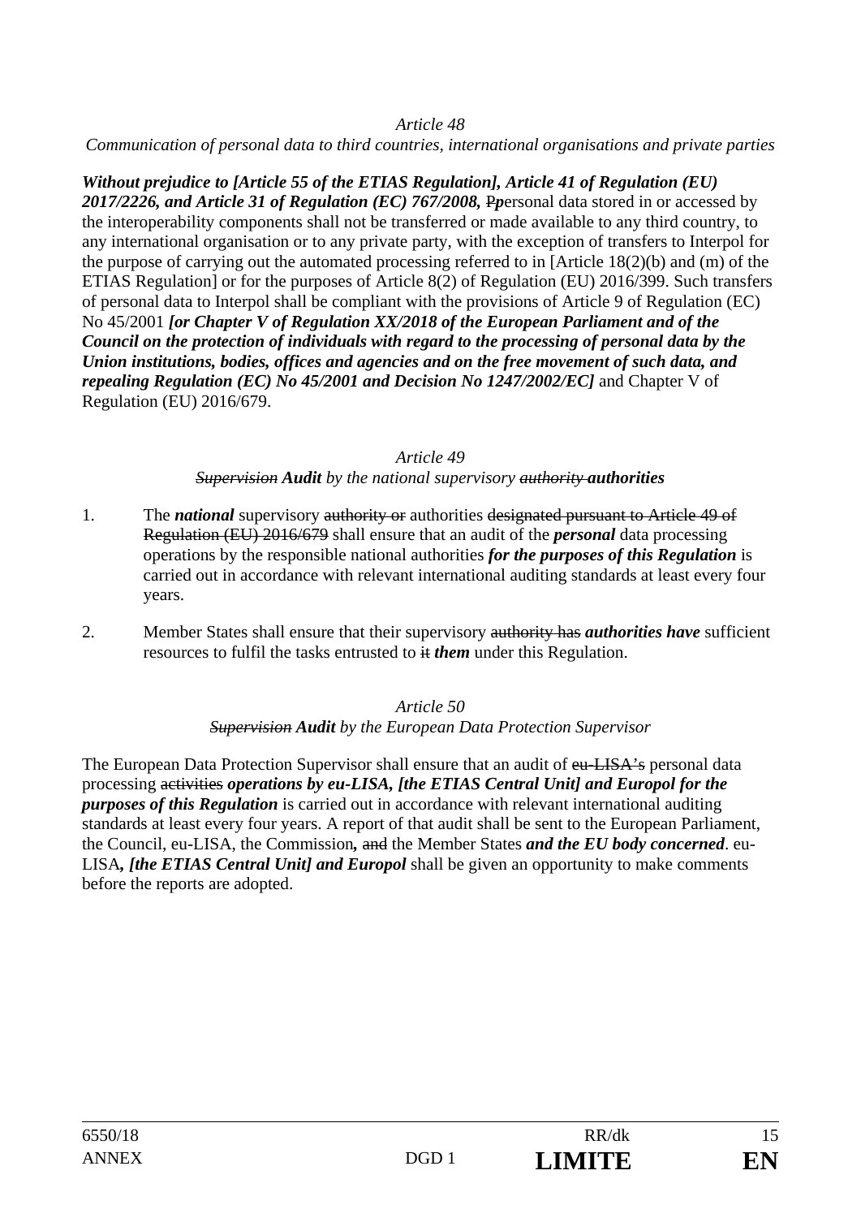*Article 48*

*Communication of personal data to third countries, international organisations and private parties*

***Without prejudice to [Article 55 of the ETIAS Regulation], Article 41 of Regulation (EU) 2017/2226, and Article 31 of Regulation (EC) 767/2008,*** ~~P~~***p***ersonal data stored in or accessed by the interoperability components shall not be transferred or made available to any third country, to any international organisation or to any private party, with the exception of transfers to Interpol for the purpose of carrying out the automated processing referred to in [Article 18(2)(b) and (m) of the ETIAS Regulation] or for the purposes of Article 8(2) of Regulation (EU) 2016/399. Such transfers of personal data to Interpol shall be compliant with the provisions of Article 9 of Regulation (EC) No 45/2001 ***[or Chapter V of Regulation XX/2018 of the European Parliament and of the Council on the protection of individuals with regard to the processing of personal data by the Union institutions, bodies, offices and agencies and on the free movement of such data, and repealing Regulation (EC) No 45/2001 and Decision No 1247/2002/EC]*** and Chapter V of Regulation (EU) 2016/679.

*Article 49*

*~~Supervision~~* ***Audit*** *by the national supervisory ~~authority~~* ***authorities***

1. The ***national*** supervisory ~~authority or~~ authorities ~~designated pursuant to Article 49 of Regulation (EU) 2016/679~~ shall ensure that an audit of the ***personal*** data processing operations by the responsible national authorities ***for the purposes of this Regulation*** is carried out in accordance with relevant international auditing standards at least every four years.

2. Member States shall ensure that their supervisory ~~authority has~~ ***authorities have*** sufficient resources to fulfil the tasks entrusted to ~~it~~ ***them*** under this Regulation.

*Article 50*

*~~Supervision~~* ***Audit*** *by the European Data Protection Supervisor*

The European Data Protection Supervisor shall ensure that an audit of ~~eu-LISA's~~ personal data processing ~~activities~~ ***operations by eu-LISA, [the ETIAS Central Unit] and Europol for the purposes of this Regulation*** is carried out in accordance with relevant international auditing standards at least every four years. A report of that audit shall be sent to the European Parliament, the Council, eu-LISA, the Commission***,*** ~~and~~ the Member States ***and the EU body concerned***. eu-LISA***, [the ETIAS Central Unit] and Europol*** shall be given an opportunity to make comments before the reports are adopted.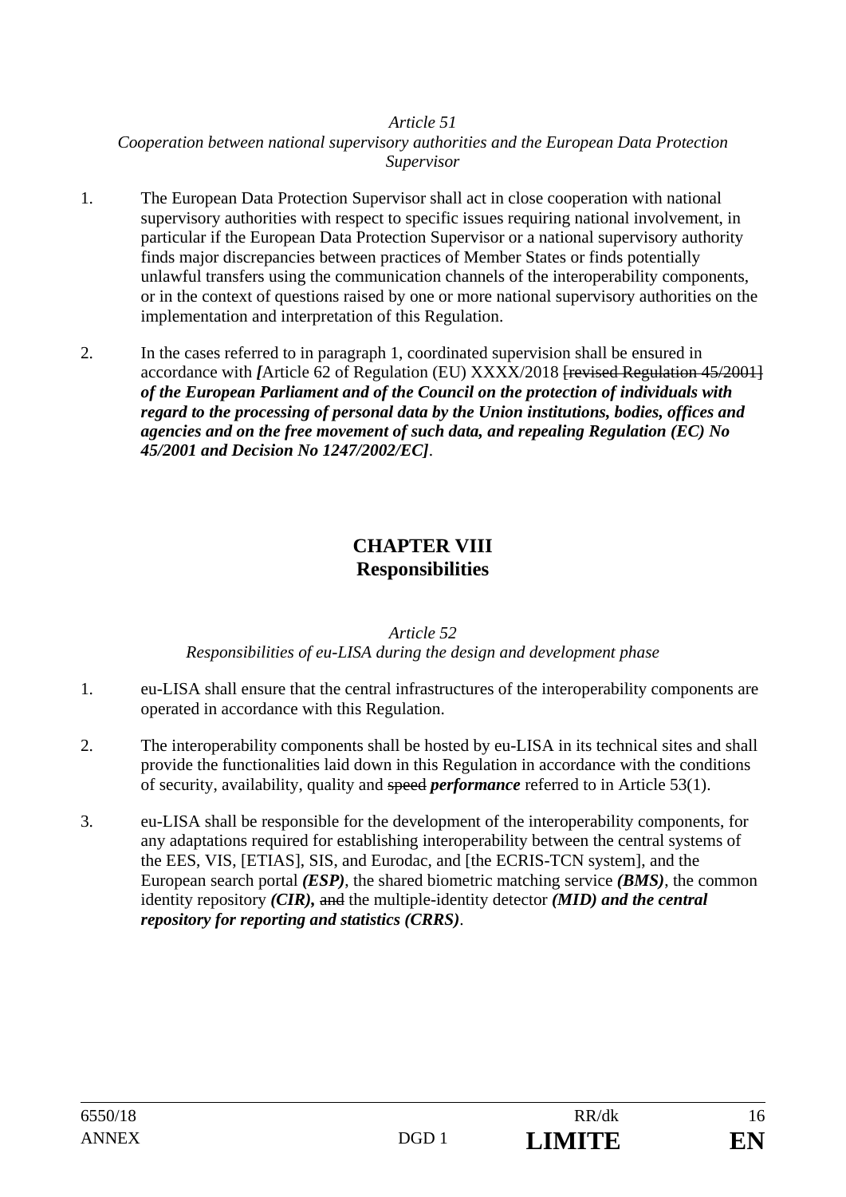*Article 51*
*Cooperation between national supervisory authorities and the European Data Protection Supervisor*

1. The European Data Protection Supervisor shall act in close cooperation with national supervisory authorities with respect to specific issues requiring national involvement, in particular if the European Data Protection Supervisor or a national supervisory authority finds major discrepancies between practices of Member States or finds potentially unlawful transfers using the communication channels of the interoperability components, or in the context of questions raised by one or more national supervisory authorities on the implementation and interpretation of this Regulation.

2. In the cases referred to in paragraph 1, coordinated supervision shall be ensured in accordance with ***[***Article 62 of Regulation (EU) XXXX/2018 ~~[revised Regulation 45/2001]~~ ***of the European Parliament and of the Council on the protection of individuals with regard to the processing of personal data by the Union institutions, bodies, offices and agencies and on the free movement of such data, and repealing Regulation (EC) No 45/2001 and Decision No 1247/2002/EC]***.

## CHAPTER VIII
## Responsibilities

*Article 52*
*Responsibilities of eu-LISA during the design and development phase*

1. eu-LISA shall ensure that the central infrastructures of the interoperability components are operated in accordance with this Regulation.

2. The interoperability components shall be hosted by eu-LISA in its technical sites and shall provide the functionalities laid down in this Regulation in accordance with the conditions of security, availability, quality and ~~speed~~ ***performance*** referred to in Article 53(1).

3. eu-LISA shall be responsible for the development of the interoperability components, for any adaptations required for establishing interoperability between the central systems of the EES, VIS, [ETIAS], SIS, and Eurodac, and [the ECRIS-TCN system], and the European search portal ***(ESP)***, the shared biometric matching service ***(BMS)***, the common identity repository ***(CIR),*** ~~and~~ the multiple-identity detector ***(MID) and the central repository for reporting and statistics (CRRS)***.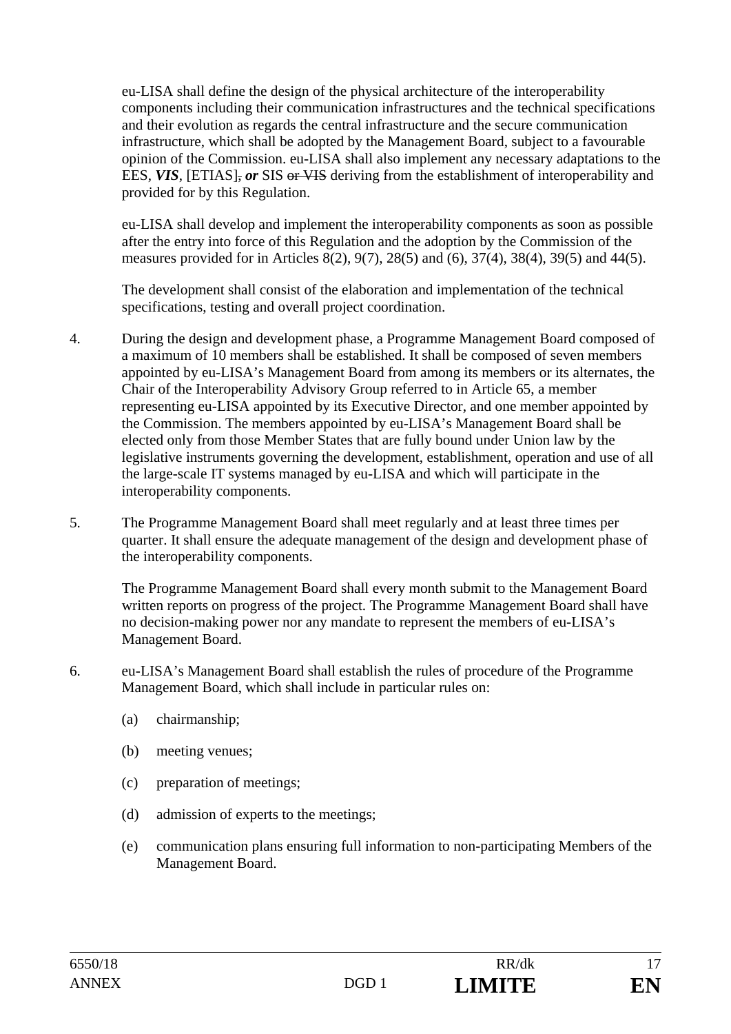eu-LISA shall define the design of the physical architecture of the interoperability components including their communication infrastructures and the technical specifications and their evolution as regards the central infrastructure and the secure communication infrastructure, which shall be adopted by the Management Board, subject to a favourable opinion of the Commission. eu-LISA shall also implement any necessary adaptations to the EES, ***VIS***, [ETIAS]~~,~~ ***or*** SIS ~~or VIS~~ deriving from the establishment of interoperability and provided for by this Regulation.

eu-LISA shall develop and implement the interoperability components as soon as possible after the entry into force of this Regulation and the adoption by the Commission of the measures provided for in Articles 8(2), 9(7), 28(5) and (6), 37(4), 38(4), 39(5) and 44(5).

The development shall consist of the elaboration and implementation of the technical specifications, testing and overall project coordination.

4. During the design and development phase, a Programme Management Board composed of a maximum of 10 members shall be established. It shall be composed of seven members appointed by eu-LISA's Management Board from among its members or its alternates, the Chair of the Interoperability Advisory Group referred to in Article 65, a member representing eu-LISA appointed by its Executive Director, and one member appointed by the Commission. The members appointed by eu-LISA's Management Board shall be elected only from those Member States that are fully bound under Union law by the legislative instruments governing the development, establishment, operation and use of all the large-scale IT systems managed by eu-LISA and which will participate in the interoperability components.

5. The Programme Management Board shall meet regularly and at least three times per quarter. It shall ensure the adequate management of the design and development phase of the interoperability components.

   The Programme Management Board shall every month submit to the Management Board written reports on progress of the project. The Programme Management Board shall have no decision-making power nor any mandate to represent the members of eu-LISA's Management Board.

6. eu-LISA's Management Board shall establish the rules of procedure of the Programme Management Board, which shall include in particular rules on:

   (a) chairmanship;

   (b) meeting venues;

   (c) preparation of meetings;

   (d) admission of experts to the meetings;

   (e) communication plans ensuring full information to non-participating Members of the Management Board.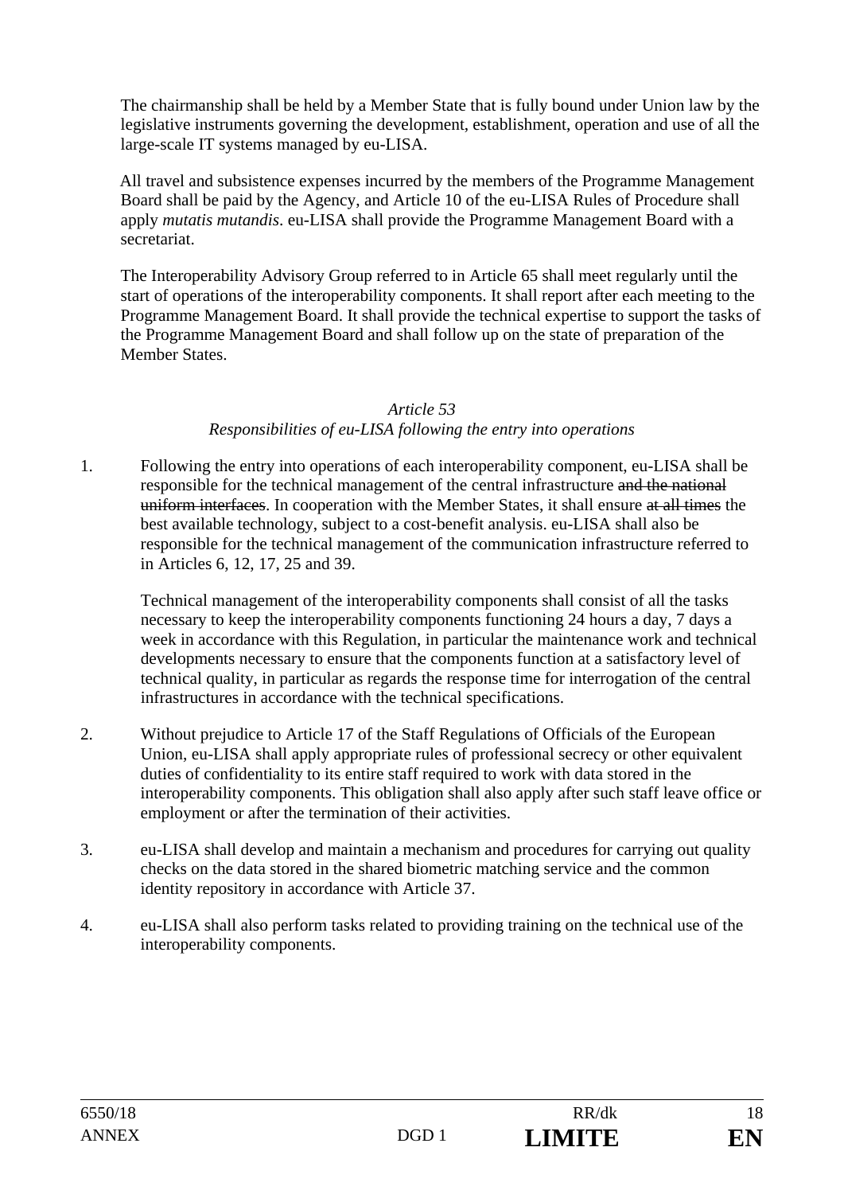The chairmanship shall be held by a Member State that is fully bound under Union law by the legislative instruments governing the development, establishment, operation and use of all the large-scale IT systems managed by eu-LISA.

All travel and subsistence expenses incurred by the members of the Programme Management Board shall be paid by the Agency, and Article 10 of the eu-LISA Rules of Procedure shall apply *mutatis mutandis*. eu-LISA shall provide the Programme Management Board with a secretariat.

The Interoperability Advisory Group referred to in Article 65 shall meet regularly until the start of operations of the interoperability components. It shall report after each meeting to the Programme Management Board. It shall provide the technical expertise to support the tasks of the Programme Management Board and shall follow up on the state of preparation of the Member States.

*Article 53*

*Responsibilities of eu-LISA following the entry into operations*

1. Following the entry into operations of each interoperability component, eu-LISA shall be responsible for the technical management of the central infrastructure ~~and the national uniform interfaces~~. In cooperation with the Member States, it shall ensure ~~at all times~~ the best available technology, subject to a cost-benefit analysis. eu-LISA shall also be responsible for the technical management of the communication infrastructure referred to in Articles 6, 12, 17, 25 and 39.

   Technical management of the interoperability components shall consist of all the tasks necessary to keep the interoperability components functioning 24 hours a day, 7 days a week in accordance with this Regulation, in particular the maintenance work and technical developments necessary to ensure that the components function at a satisfactory level of technical quality, in particular as regards the response time for interrogation of the central infrastructures in accordance with the technical specifications.

2. Without prejudice to Article 17 of the Staff Regulations of Officials of the European Union, eu-LISA shall apply appropriate rules of professional secrecy or other equivalent duties of confidentiality to its entire staff required to work with data stored in the interoperability components. This obligation shall also apply after such staff leave office or employment or after the termination of their activities.

3. eu-LISA shall develop and maintain a mechanism and procedures for carrying out quality checks on the data stored in the shared biometric matching service and the common identity repository in accordance with Article 37.

4. eu-LISA shall also perform tasks related to providing training on the technical use of the interoperability components.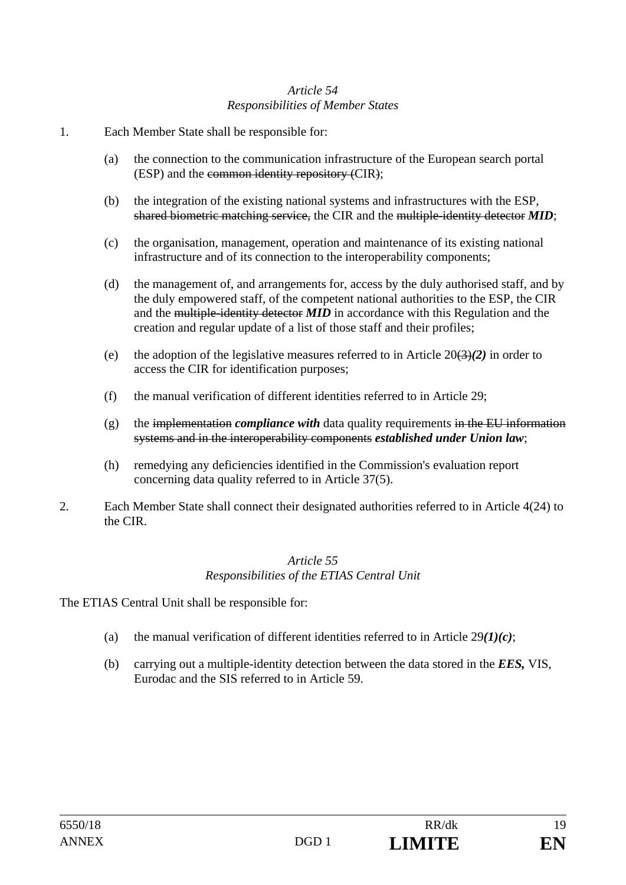*Article 54*
*Responsibilities of Member States*

1. Each Member State shall be responsible for:

   (a) the connection to the communication infrastructure of the European search portal (ESP) and the ~~common identity repository (~~CIR~~)~~;

   (b) the integration of the existing national systems and infrastructures with the ESP, ~~shared biometric matching service,~~ the CIR and the ~~multiple-identity detector~~ ***MID***;

   (c) the organisation, management, operation and maintenance of its existing national infrastructure and of its connection to the interoperability components;

   (d) the management of, and arrangements for, access by the duly authorised staff, and by the duly empowered staff, of the competent national authorities to the ESP, the CIR and the ~~multiple-identity detector~~ ***MID*** in accordance with this Regulation and the creation and regular update of a list of those staff and their profiles;

   (e) the adoption of the legislative measures referred to in Article 20~~(3)~~***(2)*** in order to access the CIR for identification purposes;

   (f) the manual verification of different identities referred to in Article 29;

   (g) the ~~implementation~~ ***compliance with*** data quality requirements ~~in the EU information systems and in the interoperability components~~ ***established under Union law***;

   (h) remedying any deficiencies identified in the Commission's evaluation report concerning data quality referred to in Article 37(5).

2. Each Member State shall connect their designated authorities referred to in Article 4(24) to the CIR.

*Article 55*
*Responsibilities of the ETIAS Central Unit*

The ETIAS Central Unit shall be responsible for:

   (a) the manual verification of different identities referred to in Article 29***(1)(c)***;

   (b) carrying out a multiple-identity detection between the data stored in the ***EES,*** VIS, Eurodac and the SIS referred to in Article 59.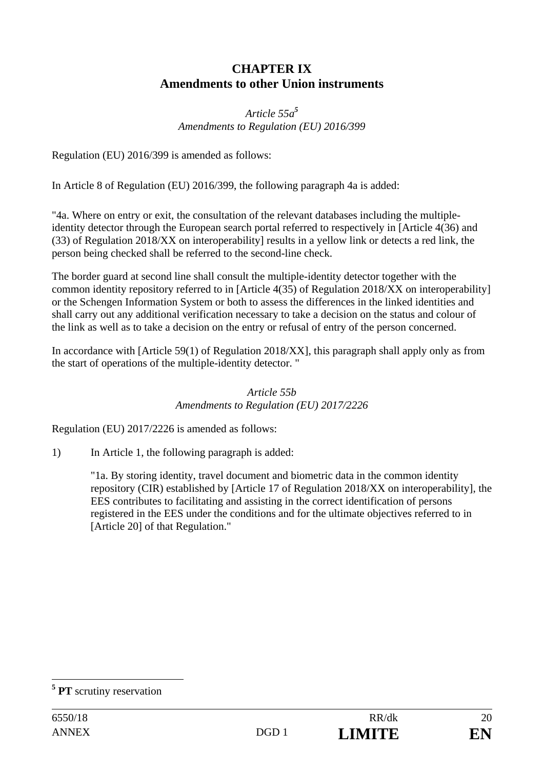## CHAPTER IX
## Amendments to other Union instruments

*Article 55a*[5]
*Amendments to Regulation (EU) 2016/399*

Regulation (EU) 2016/399 is amended as follows:

In Article 8 of Regulation (EU) 2016/399, the following paragraph 4a is added:

"4a. Where on entry or exit, the consultation of the relevant databases including the multiple-identity detector through the European search portal referred to respectively in [Article 4(36) and (33) of Regulation 2018/XX on interoperability] results in a yellow link or detects a red link, the person being checked shall be referred to the second-line check.

The border guard at second line shall consult the multiple-identity detector together with the common identity repository referred to in [Article 4(35) of Regulation 2018/XX on interoperability] or the Schengen Information System or both to assess the differences in the linked identities and shall carry out any additional verification necessary to take a decision on the status and colour of the link as well as to take a decision on the entry or refusal of entry of the person concerned.

In accordance with [Article 59(1) of Regulation 2018/XX], this paragraph shall apply only as from the start of operations of the multiple-identity detector. "

*Article 55b*
*Amendments to Regulation (EU) 2017/2226*

Regulation (EU) 2017/2226 is amended as follows:

1) In Article 1, the following paragraph is added:

"1a. By storing identity, travel document and biometric data in the common identity repository (CIR) established by [Article 17 of Regulation 2018/XX on interoperability], the EES contributes to facilitating and assisting in the correct identification of persons registered in the EES under the conditions and for the ultimate objectives referred to in [Article 20] of that Regulation."

---

[5] **PT** scrutiny reservation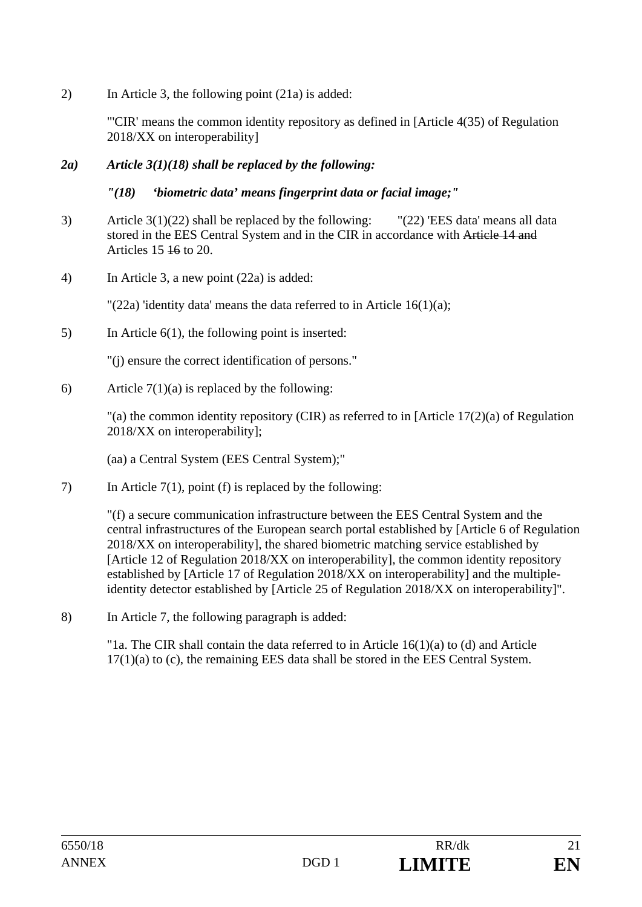2) In Article 3, the following point (21a) is added:

"'CIR' means the common identity repository as defined in [Article 4(35) of Regulation 2018/XX on interoperability]

***2a) Article 3(1)(18) shall be replaced by the following:***

***"(18) 'biometric data' means fingerprint data or facial image;"***

3) Article 3(1)(22) shall be replaced by the following: "(22) 'EES data' means all data stored in the EES Central System and in the CIR in accordance with ~~Article 14 and~~ Articles 15 ~~16~~ to 20.

4) In Article 3, a new point (22a) is added:

"(22a) 'identity data' means the data referred to in Article 16(1)(a);

5) In Article 6(1), the following point is inserted:

"(j) ensure the correct identification of persons."

6) Article 7(1)(a) is replaced by the following:

"(a) the common identity repository (CIR) as referred to in [Article 17(2)(a) of Regulation 2018/XX on interoperability];

(aa) a Central System (EES Central System);"

7) In Article 7(1), point (f) is replaced by the following:

"(f) a secure communication infrastructure between the EES Central System and the central infrastructures of the European search portal established by [Article 6 of Regulation 2018/XX on interoperability], the shared biometric matching service established by [Article 12 of Regulation 2018/XX on interoperability], the common identity repository established by [Article 17 of Regulation 2018/XX on interoperability] and the multiple-identity detector established by [Article 25 of Regulation 2018/XX on interoperability]".

8) In Article 7, the following paragraph is added:

"1a. The CIR shall contain the data referred to in Article 16(1)(a) to (d) and Article 17(1)(a) to (c), the remaining EES data shall be stored in the EES Central System.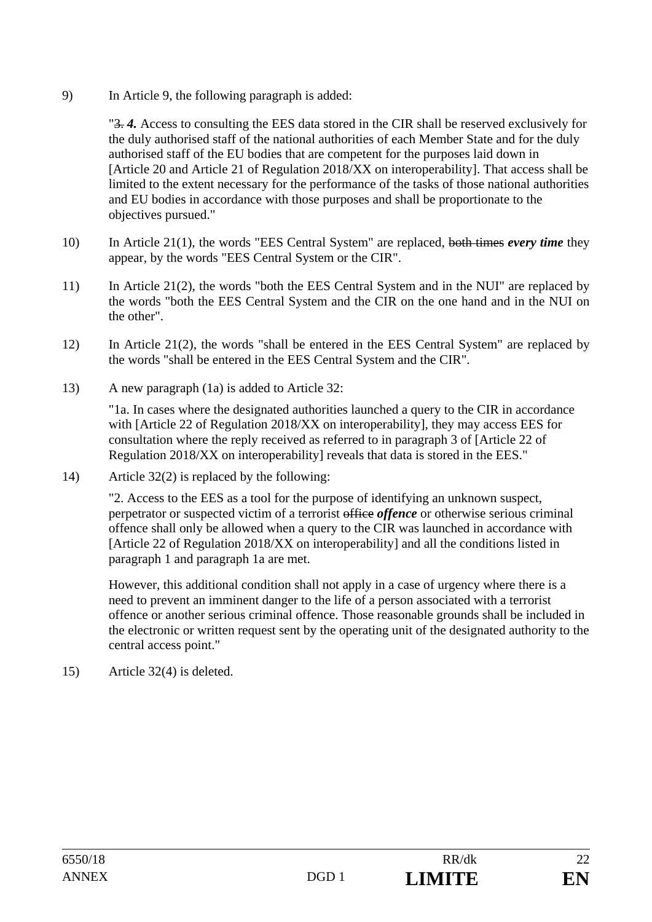9) In Article 9, the following paragraph is added:

> "~~3.~~ ***4.*** Access to consulting the EES data stored in the CIR shall be reserved exclusively for the duly authorised staff of the national authorities of each Member State and for the duly authorised staff of the EU bodies that are competent for the purposes laid down in [Article 20 and Article 21 of Regulation 2018/XX on interoperability]. That access shall be limited to the extent necessary for the performance of the tasks of those national authorities and EU bodies in accordance with those purposes and shall be proportionate to the objectives pursued."

10) In Article 21(1), the words "EES Central System" are replaced, ~~both times~~ ***every time*** they appear, by the words "EES Central System or the CIR".

11) In Article 21(2), the words "both the EES Central System and in the NUI" are replaced by the words "both the EES Central System and the CIR on the one hand and in the NUI on the other".

12) In Article 21(2), the words "shall be entered in the EES Central System" are replaced by the words "shall be entered in the EES Central System and the CIR".

13) A new paragraph (1a) is added to Article 32:

> "1a. In cases where the designated authorities launched a query to the CIR in accordance with [Article 22 of Regulation 2018/XX on interoperability], they may access EES for consultation where the reply received as referred to in paragraph 3 of [Article 22 of Regulation 2018/XX on interoperability] reveals that data is stored in the EES."

14) Article 32(2) is replaced by the following:

> "2. Access to the EES as a tool for the purpose of identifying an unknown suspect, perpetrator or suspected victim of a terrorist ~~office~~ ***offence*** or otherwise serious criminal offence shall only be allowed when a query to the CIR was launched in accordance with [Article 22 of Regulation 2018/XX on interoperability] and all the conditions listed in paragraph 1 and paragraph 1a are met.
>
> However, this additional condition shall not apply in a case of urgency where there is a need to prevent an imminent danger to the life of a person associated with a terrorist offence or another serious criminal offence. Those reasonable grounds shall be included in the electronic or written request sent by the operating unit of the designated authority to the central access point."

15) Article 32(4) is deleted.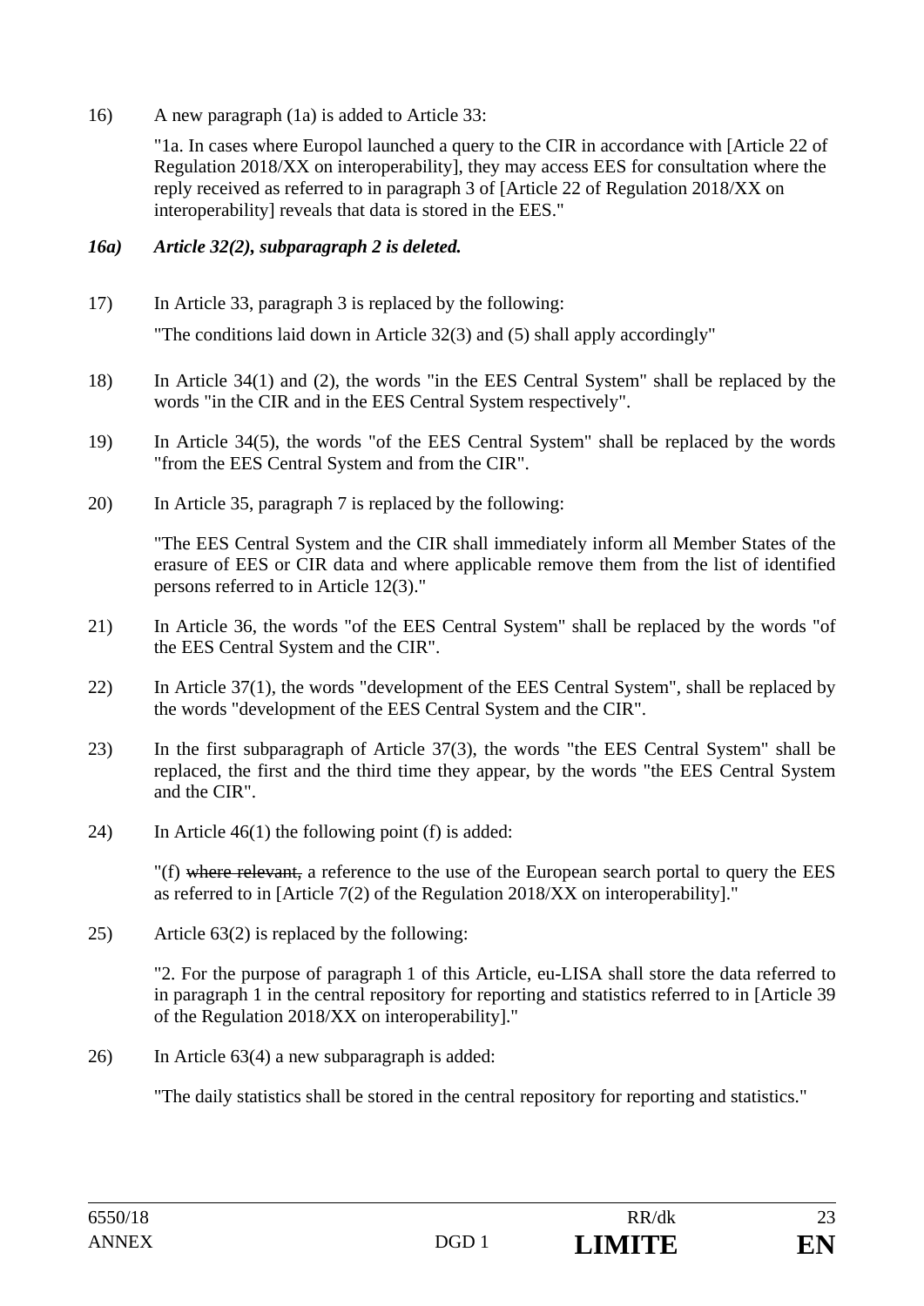16) A new paragraph (1a) is added to Article 33:

"1a. In cases where Europol launched a query to the CIR in accordance with [Article 22 of Regulation 2018/XX on interoperability], they may access EES for consultation where the reply received as referred to in paragraph 3 of [Article 22 of Regulation 2018/XX on interoperability] reveals that data is stored in the EES."

***16a) Article 32(2), subparagraph 2 is deleted.***

17) In Article 33, paragraph 3 is replaced by the following:

"The conditions laid down in Article 32(3) and (5) shall apply accordingly"

18) In Article 34(1) and (2), the words "in the EES Central System" shall be replaced by the words "in the CIR and in the EES Central System respectively".

19) In Article 34(5), the words "of the EES Central System" shall be replaced by the words "from the EES Central System and from the CIR".

20) In Article 35, paragraph 7 is replaced by the following:

"The EES Central System and the CIR shall immediately inform all Member States of the erasure of EES or CIR data and where applicable remove them from the list of identified persons referred to in Article 12(3)."

21) In Article 36, the words "of the EES Central System" shall be replaced by the words "of the EES Central System and the CIR".

22) In Article 37(1), the words "development of the EES Central System", shall be replaced by the words "development of the EES Central System and the CIR".

23) In the first subparagraph of Article 37(3), the words "the EES Central System" shall be replaced, the first and the third time they appear, by the words "the EES Central System and the CIR".

24) In Article 46(1) the following point (f) is added:

"(f) ~~where relevant,~~ a reference to the use of the European search portal to query the EES as referred to in [Article 7(2) of the Regulation 2018/XX on interoperability]."

25) Article 63(2) is replaced by the following:

"2. For the purpose of paragraph 1 of this Article, eu-LISA shall store the data referred to in paragraph 1 in the central repository for reporting and statistics referred to in [Article 39 of the Regulation 2018/XX on interoperability]."

26) In Article 63(4) a new subparagraph is added:

"The daily statistics shall be stored in the central repository for reporting and statistics."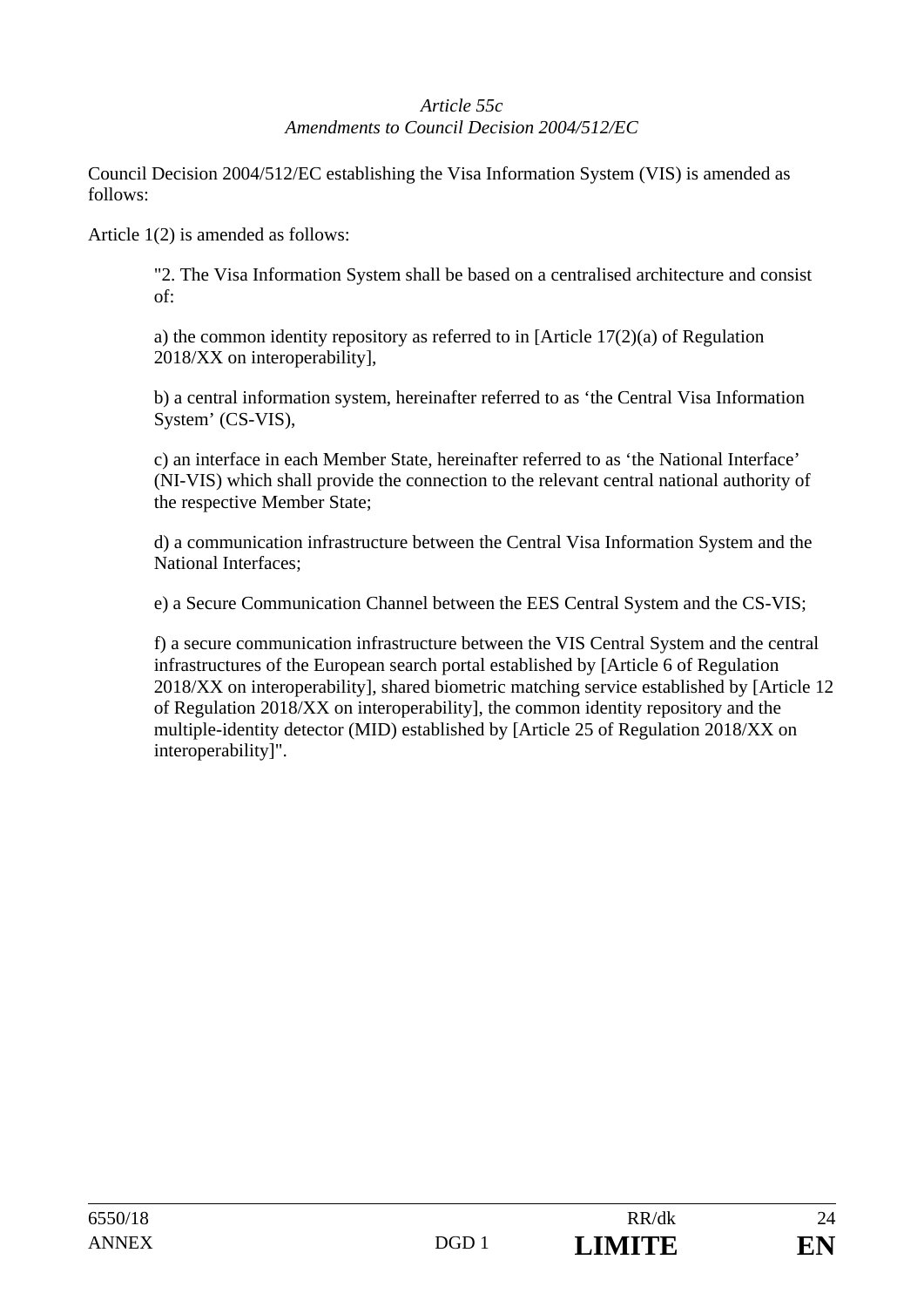*Article 55c*
*Amendments to Council Decision 2004/512/EC*

Council Decision 2004/512/EC establishing the Visa Information System (VIS) is amended as follows:

Article 1(2) is amended as follows:

> "2. The Visa Information System shall be based on a centralised architecture and consist of:
>
> a) the common identity repository as referred to in [Article 17(2)(a) of Regulation 2018/XX on interoperability],
>
> b) a central information system, hereinafter referred to as 'the Central Visa Information System' (CS-VIS),
>
> c) an interface in each Member State, hereinafter referred to as 'the National Interface' (NI-VIS) which shall provide the connection to the relevant central national authority of the respective Member State;
>
> d) a communication infrastructure between the Central Visa Information System and the National Interfaces;
>
> e) a Secure Communication Channel between the EES Central System and the CS-VIS;
>
> f) a secure communication infrastructure between the VIS Central System and the central infrastructures of the European search portal established by [Article 6 of Regulation 2018/XX on interoperability], shared biometric matching service established by [Article 12 of Regulation 2018/XX on interoperability], the common identity repository and the multiple-identity detector (MID) established by [Article 25 of Regulation 2018/XX on interoperability]".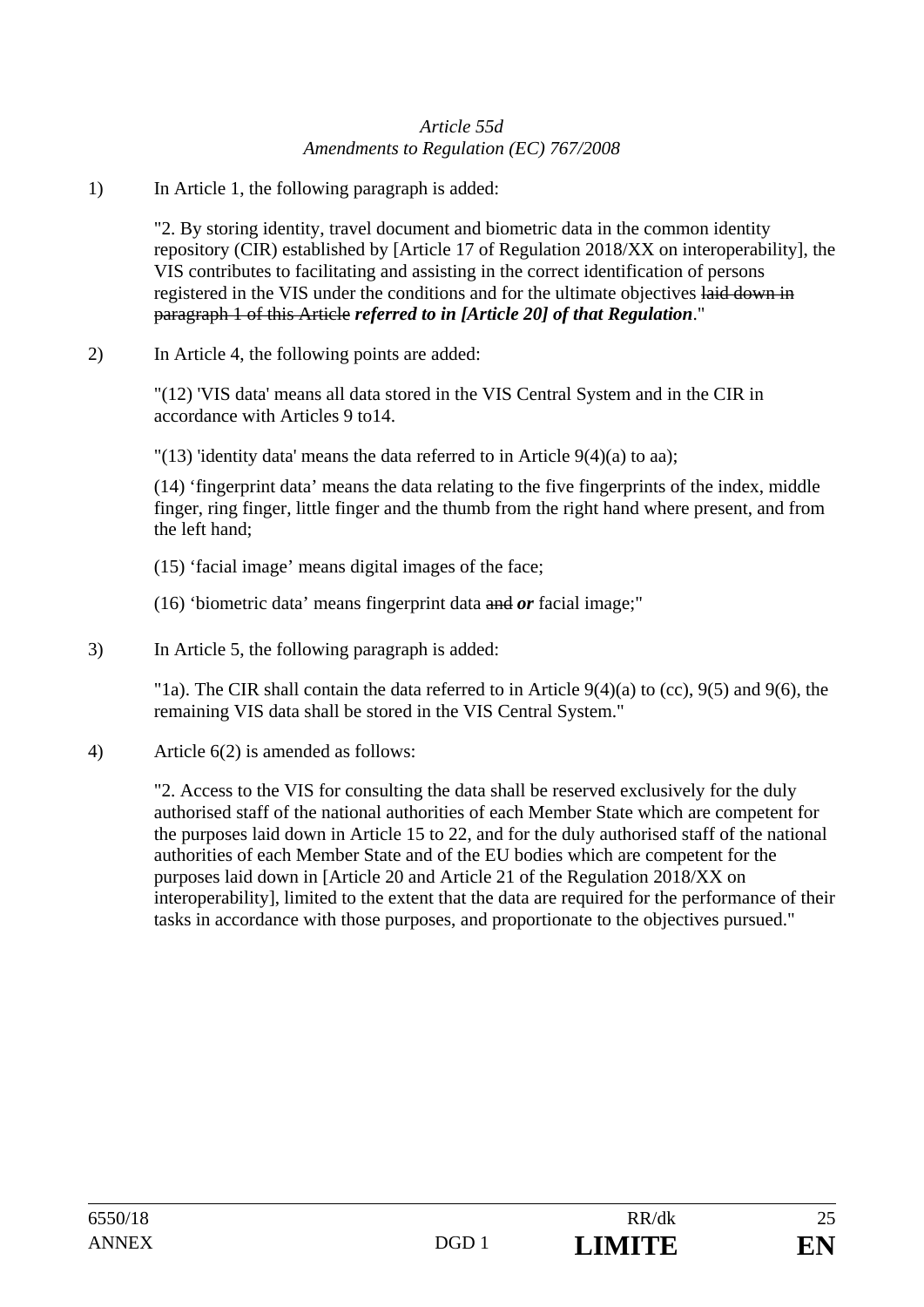*Article 55d*
*Amendments to Regulation (EC) 767/2008*

1) In Article 1, the following paragraph is added:

"2. By storing identity, travel document and biometric data in the common identity repository (CIR) established by [Article 17 of Regulation 2018/XX on interoperability], the VIS contributes to facilitating and assisting in the correct identification of persons registered in the VIS under the conditions and for the ultimate objectives ~~laid down in paragraph 1 of this Article~~ ***referred to in [Article 20] of that Regulation***."

2) In Article 4, the following points are added:

"(12) 'VIS data' means all data stored in the VIS Central System and in the CIR in accordance with Articles 9 to14.

"(13) 'identity data' means the data referred to in Article 9(4)(a) to aa);

(14) 'fingerprint data' means the data relating to the five fingerprints of the index, middle finger, ring finger, little finger and the thumb from the right hand where present, and from the left hand;

(15) 'facial image' means digital images of the face;

(16) 'biometric data' means fingerprint data ~~and~~ ***or*** facial image;"

3) In Article 5, the following paragraph is added:

"1a). The CIR shall contain the data referred to in Article 9(4)(a) to (cc), 9(5) and 9(6), the remaining VIS data shall be stored in the VIS Central System."

4) Article 6(2) is amended as follows:

"2. Access to the VIS for consulting the data shall be reserved exclusively for the duly authorised staff of the national authorities of each Member State which are competent for the purposes laid down in Article 15 to 22, and for the duly authorised staff of the national authorities of each Member State and of the EU bodies which are competent for the purposes laid down in [Article 20 and Article 21 of the Regulation 2018/XX on interoperability], limited to the extent that the data are required for the performance of their tasks in accordance with those purposes, and proportionate to the objectives pursued."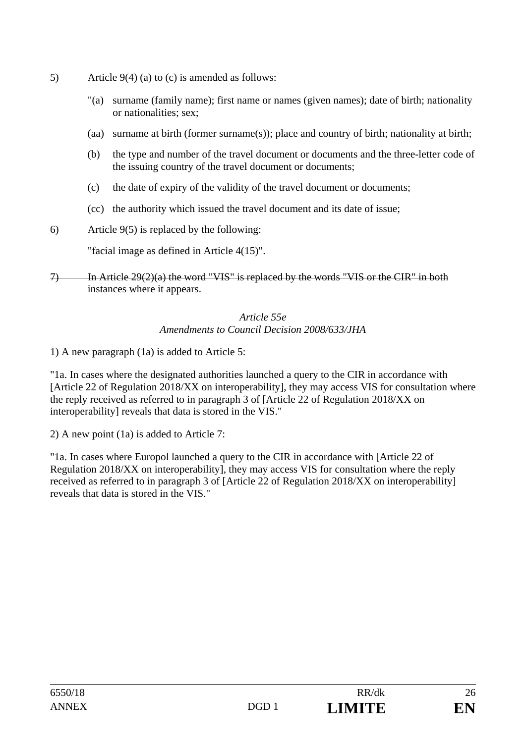5) Article 9(4) (a) to (c) is amended as follows:

"(a) surname (family name); first name or names (given names); date of birth; nationality or nationalities; sex;

(aa) surname at birth (former surname(s)); place and country of birth; nationality at birth;

(b) the type and number of the travel document or documents and the three-letter code of the issuing country of the travel document or documents;

(c) the date of expiry of the validity of the travel document or documents;

(cc) the authority which issued the travel document and its date of issue;

6) Article 9(5) is replaced by the following:

"facial image as defined in Article 4(15)".

~~7) In Article 29(2)(a) the word "VIS" is replaced by the words "VIS or the CIR" in both instances where it appears.~~

*Article 55e*
*Amendments to Council Decision 2008/633/JHA*

1) A new paragraph (1a) is added to Article 5:

"1a. In cases where the designated authorities launched a query to the CIR in accordance with [Article 22 of Regulation 2018/XX on interoperability], they may access VIS for consultation where the reply received as referred to in paragraph 3 of [Article 22 of Regulation 2018/XX on interoperability] reveals that data is stored in the VIS."

2) A new point (1a) is added to Article 7:

"1a. In cases where Europol launched a query to the CIR in accordance with [Article 22 of Regulation 2018/XX on interoperability], they may access VIS for consultation where the reply received as referred to in paragraph 3 of [Article 22 of Regulation 2018/XX on interoperability] reveals that data is stored in the VIS."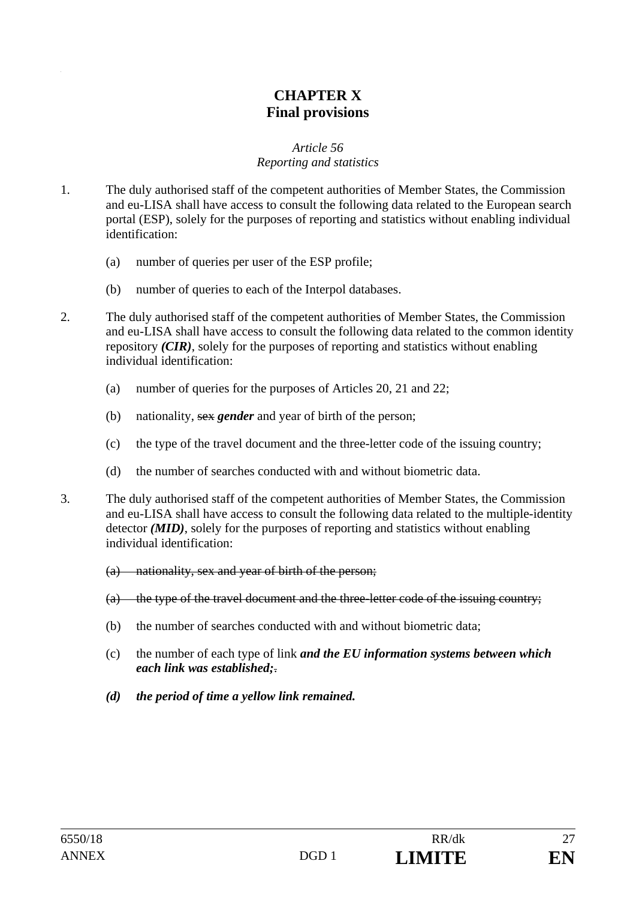# CHAPTER X
# Final provisions

*Article 56*
*Reporting and statistics*

1. The duly authorised staff of the competent authorities of Member States, the Commission and eu-LISA shall have access to consult the following data related to the European search portal (ESP), solely for the purposes of reporting and statistics without enabling individual identification:

   (a) number of queries per user of the ESP profile;

   (b) number of queries to each of the Interpol databases.

2. The duly authorised staff of the competent authorities of Member States, the Commission and eu-LISA shall have access to consult the following data related to the common identity repository ***(CIR)***, solely for the purposes of reporting and statistics without enabling individual identification:

   (a) number of queries for the purposes of Articles 20, 21 and 22;

   (b) nationality, ~~sex~~ ***gender*** and year of birth of the person;

   (c) the type of the travel document and the three-letter code of the issuing country;

   (d) the number of searches conducted with and without biometric data.

3. The duly authorised staff of the competent authorities of Member States, the Commission and eu-LISA shall have access to consult the following data related to the multiple-identity detector ***(MID)***, solely for the purposes of reporting and statistics without enabling individual identification:

   ~~(a) nationality, sex and year of birth of the person;~~

   ~~(a) the type of the travel document and the three-letter code of the issuing country;~~

   (b) the number of searches conducted with and without biometric data;

   (c) the number of each type of link ***and the EU information systems between which each link was established;***~~.~~

   ***(d) the period of time a yellow link remained.***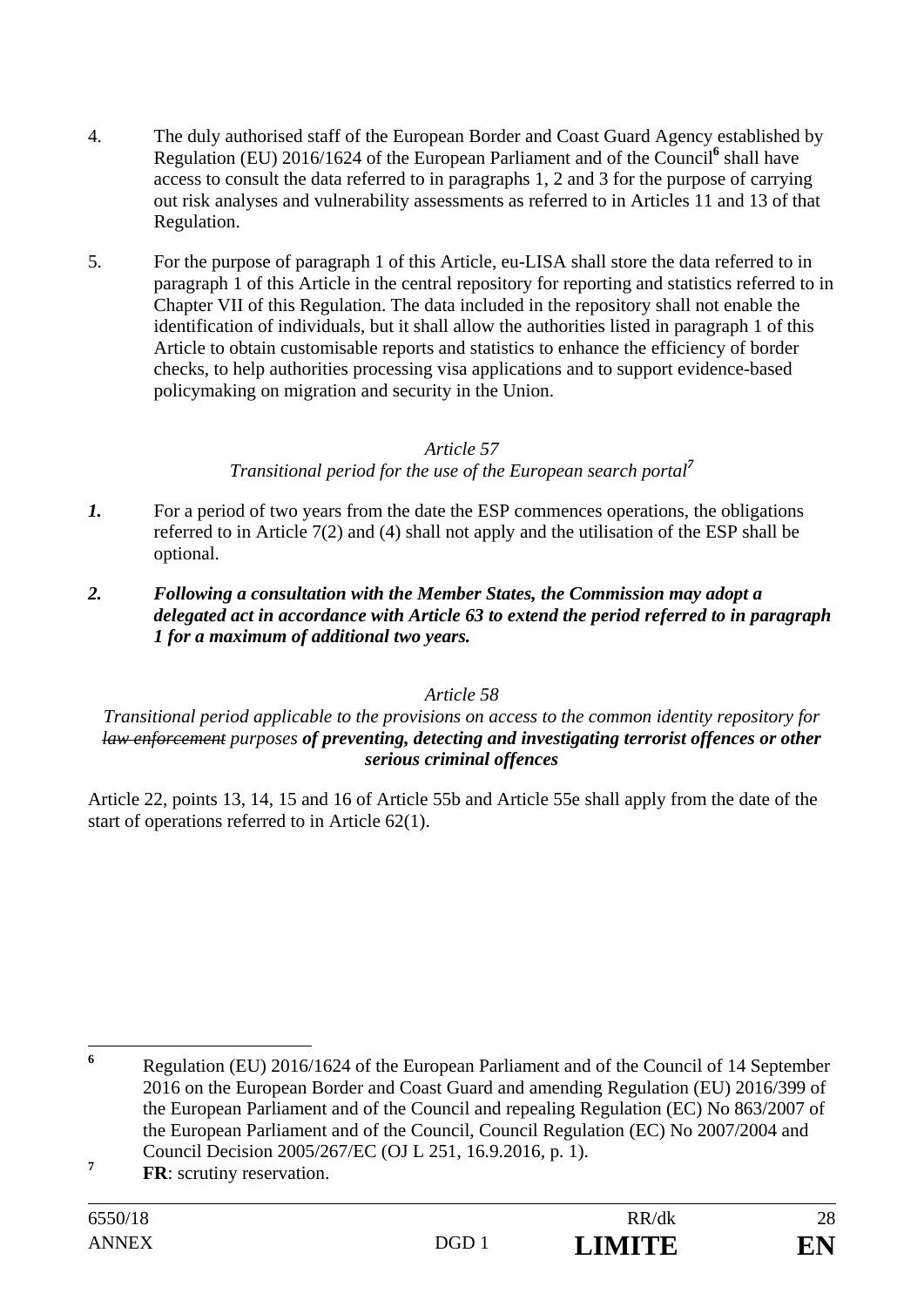4. The duly authorised staff of the European Border and Coast Guard Agency established by Regulation (EU) 2016/1624 of the European Parliament and of the Council[6] shall have access to consult the data referred to in paragraphs 1, 2 and 3 for the purpose of carrying out risk analyses and vulnerability assessments as referred to in Articles 11 and 13 of that Regulation.

5. For the purpose of paragraph 1 of this Article, eu-LISA shall store the data referred to in paragraph 1 of this Article in the central repository for reporting and statistics referred to in Chapter VII of this Regulation. The data included in the repository shall not enable the identification of individuals, but it shall allow the authorities listed in paragraph 1 of this Article to obtain customisable reports and statistics to enhance the efficiency of border checks, to help authorities processing visa applications and to support evidence-based policymaking on migration and security in the Union.

*Article 57*

*Transitional period for the use of the European search portal*[7]

***1.*** For a period of two years from the date the ESP commences operations, the obligations referred to in Article 7(2) and (4) shall not apply and the utilisation of the ESP shall be optional.

***2. Following a consultation with the Member States, the Commission may adopt a delegated act in accordance with Article 63 to extend the period referred to in paragraph 1 for a maximum of additional two years.***

*Article 58*

*Transitional period applicable to the provisions on access to the common identity repository for ~~law enforcement~~ purposes **of preventing, detecting and investigating terrorist offences or other serious criminal offences***

Article 22, points 13, 14, 15 and 16 of Article 55b and Article 55e shall apply from the date of the start of operations referred to in Article 62(1).

---

[6] Regulation (EU) 2016/1624 of the European Parliament and of the Council of 14 September 2016 on the European Border and Coast Guard and amending Regulation (EU) 2016/399 of the European Parliament and of the Council and repealing Regulation (EC) No 863/2007 of the European Parliament and of the Council, Council Regulation (EC) No 2007/2004 and Council Decision 2005/267/EC (OJ L 251, 16.9.2016, p. 1).

[7] **FR**: scrutiny reservation.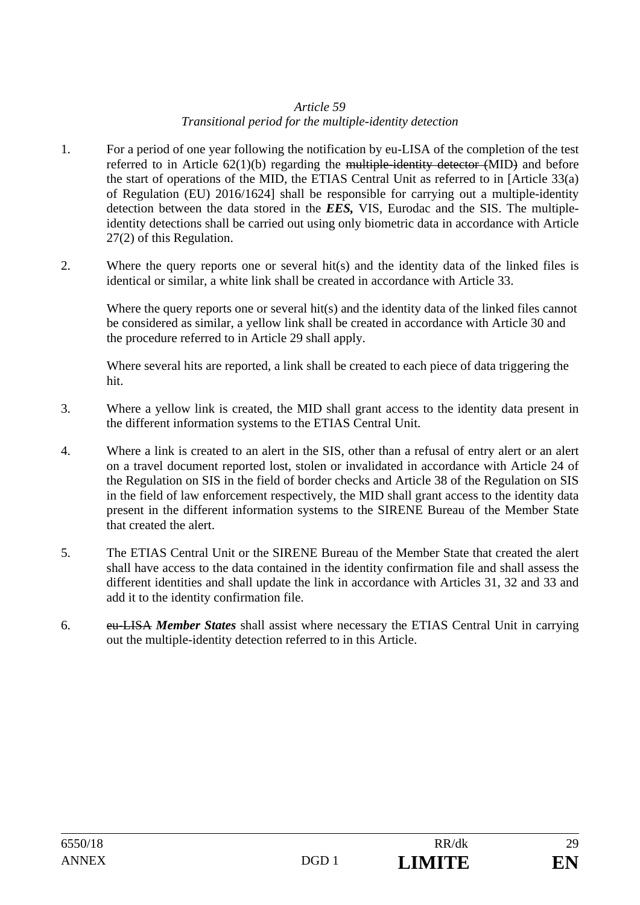*Article 59*
*Transitional period for the multiple-identity detection*

1. For a period of one year following the notification by eu-LISA of the completion of the test referred to in Article 62(1)(b) regarding the ~~multiple-identity detector (~~MID~~)~~ and before the start of operations of the MID, the ETIAS Central Unit as referred to in [Article 33(a) of Regulation (EU) 2016/1624] shall be responsible for carrying out a multiple-identity detection between the data stored in the ***EES,*** VIS, Eurodac and the SIS. The multiple-identity detections shall be carried out using only biometric data in accordance with Article 27(2) of this Regulation.

2. Where the query reports one or several hit(s) and the identity data of the linked files is identical or similar, a white link shall be created in accordance with Article 33.

   Where the query reports one or several hit(s) and the identity data of the linked files cannot be considered as similar, a yellow link shall be created in accordance with Article 30 and the procedure referred to in Article 29 shall apply.

   Where several hits are reported, a link shall be created to each piece of data triggering the hit.

3. Where a yellow link is created, the MID shall grant access to the identity data present in the different information systems to the ETIAS Central Unit.

4. Where a link is created to an alert in the SIS, other than a refusal of entry alert or an alert on a travel document reported lost, stolen or invalidated in accordance with Article 24 of the Regulation on SIS in the field of border checks and Article 38 of the Regulation on SIS in the field of law enforcement respectively, the MID shall grant access to the identity data present in the different information systems to the SIRENE Bureau of the Member State that created the alert.

5. The ETIAS Central Unit or the SIRENE Bureau of the Member State that created the alert shall have access to the data contained in the identity confirmation file and shall assess the different identities and shall update the link in accordance with Articles 31, 32 and 33 and add it to the identity confirmation file.

6. ~~eu-LISA~~ ***Member States*** shall assist where necessary the ETIAS Central Unit in carrying out the multiple-identity detection referred to in this Article.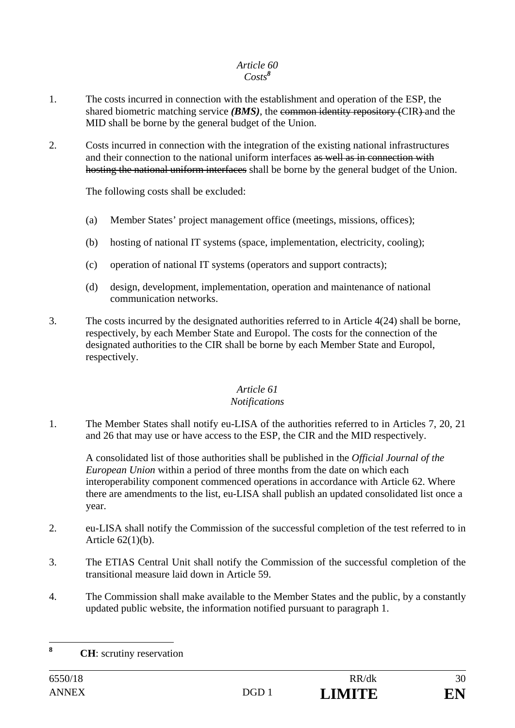*Article 60*
*Costs*[8]

1. The costs incurred in connection with the establishment and operation of the ESP, the shared biometric matching service ***(BMS)***, the ~~common identity repository (~~CIR~~)~~ and the MID shall be borne by the general budget of the Union.

2. Costs incurred in connection with the integration of the existing national infrastructures and their connection to the national uniform interfaces ~~as well as in connection with hosting the national uniform interfaces~~ shall be borne by the general budget of the Union.

   The following costs shall be excluded:

   (a) Member States' project management office (meetings, missions, offices);

   (b) hosting of national IT systems (space, implementation, electricity, cooling);

   (c) operation of national IT systems (operators and support contracts);

   (d) design, development, implementation, operation and maintenance of national communication networks.

3. The costs incurred by the designated authorities referred to in Article 4(24) shall be borne, respectively, by each Member State and Europol. The costs for the connection of the designated authorities to the CIR shall be borne by each Member State and Europol, respectively.

*Article 61*
*Notifications*

1. The Member States shall notify eu-LISA of the authorities referred to in Articles 7, 20, 21 and 26 that may use or have access to the ESP, the CIR and the MID respectively.

   A consolidated list of those authorities shall be published in the *Official Journal of the European Union* within a period of three months from the date on which each interoperability component commenced operations in accordance with Article 62. Where there are amendments to the list, eu-LISA shall publish an updated consolidated list once a year.

2. eu-LISA shall notify the Commission of the successful completion of the test referred to in Article 62(1)(b).

3. The ETIAS Central Unit shall notify the Commission of the successful completion of the transitional measure laid down in Article 59.

4. The Commission shall make available to the Member States and the public, by a constantly updated public website, the information notified pursuant to paragraph 1.

---

[8] **CH**: scrutiny reservation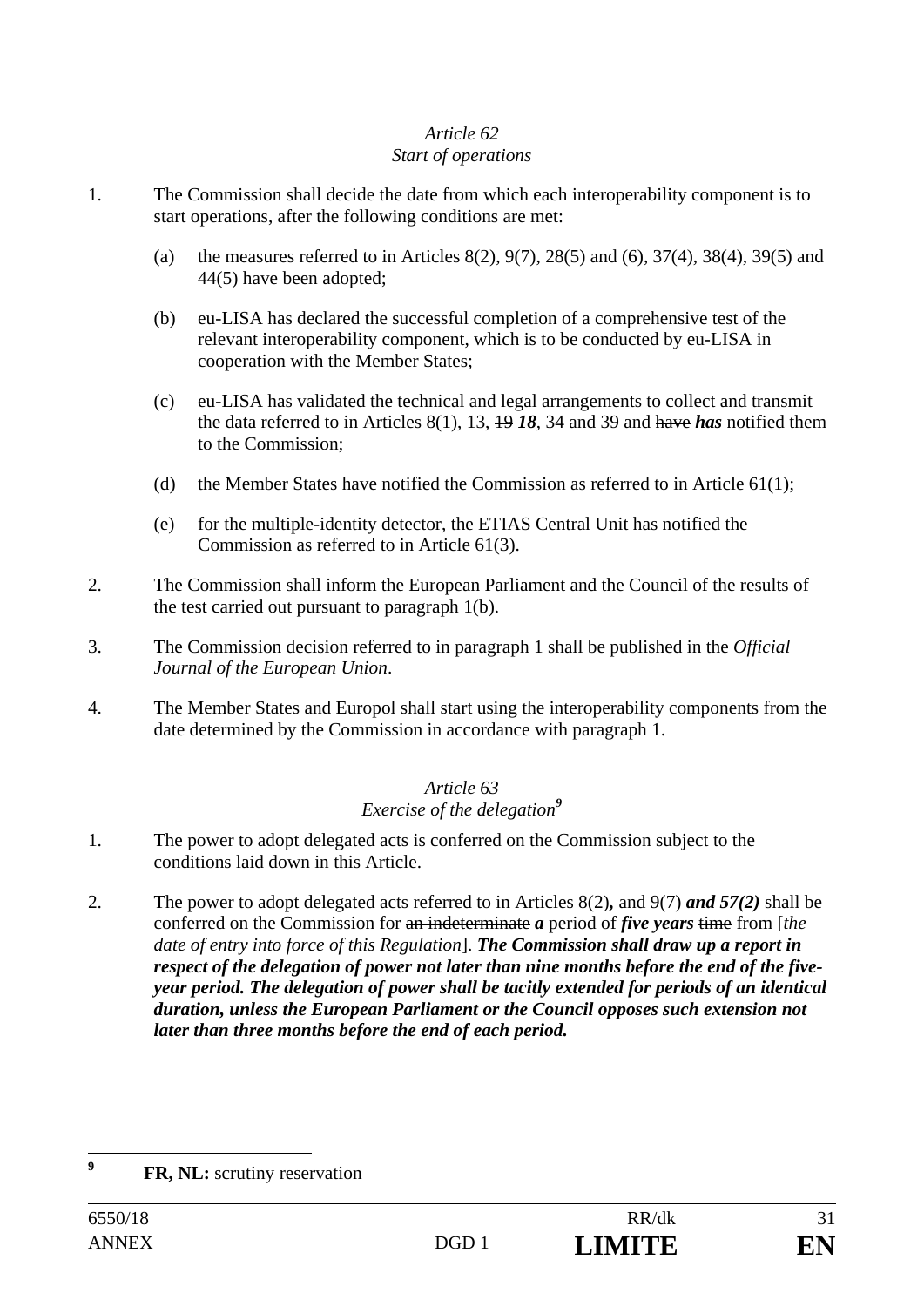*Article 62*
*Start of operations*

1. The Commission shall decide the date from which each interoperability component is to start operations, after the following conditions are met:

   (a) the measures referred to in Articles 8(2), 9(7), 28(5) and (6), 37(4), 38(4), 39(5) and 44(5) have been adopted;

   (b) eu-LISA has declared the successful completion of a comprehensive test of the relevant interoperability component, which is to be conducted by eu-LISA in cooperation with the Member States;

   (c) eu-LISA has validated the technical and legal arrangements to collect and transmit the data referred to in Articles 8(1), 13, ~~19~~ ***18***, 34 and 39 and ~~have~~ ***has*** notified them to the Commission;

   (d) the Member States have notified the Commission as referred to in Article 61(1);

   (e) for the multiple-identity detector, the ETIAS Central Unit has notified the Commission as referred to in Article 61(3).

2. The Commission shall inform the European Parliament and the Council of the results of the test carried out pursuant to paragraph 1(b).

3. The Commission decision referred to in paragraph 1 shall be published in the *Official Journal of the European Union*.

4. The Member States and Europol shall start using the interoperability components from the date determined by the Commission in accordance with paragraph 1.

*Article 63*
*Exercise of the delegation*[9]

1. The power to adopt delegated acts is conferred on the Commission subject to the conditions laid down in this Article.

2. The power to adopt delegated acts referred to in Articles 8(2)***,*** ~~and~~ 9(7) ***and 57(2)*** shall be conferred on the Commission for ~~an indeterminate~~ ***a*** period of ***five years*** ~~time~~ from [*the date of entry into force of this Regulation*]. ***The Commission shall draw up a report in respect of the delegation of power not later than nine months before the end of the five-year period. The delegation of power shall be tacitly extended for periods of an identical duration, unless the European Parliament or the Council opposes such extension not later than three months before the end of each period.***

[9] **FR, NL:** scrutiny reservation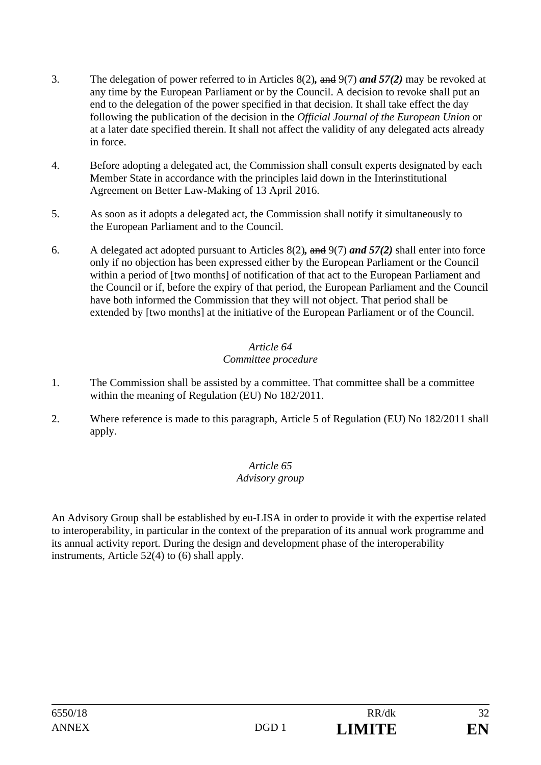3. The delegation of power referred to in Articles 8(2)**,** ~~and~~ 9(7) ***and 57(2)*** may be revoked at any time by the European Parliament or by the Council. A decision to revoke shall put an end to the delegation of the power specified in that decision. It shall take effect the day following the publication of the decision in the *Official Journal of the European Union* or at a later date specified therein. It shall not affect the validity of any delegated acts already in force.

4. Before adopting a delegated act, the Commission shall consult experts designated by each Member State in accordance with the principles laid down in the Interinstitutional Agreement on Better Law-Making of 13 April 2016.

5. As soon as it adopts a delegated act, the Commission shall notify it simultaneously to the European Parliament and to the Council.

6. A delegated act adopted pursuant to Articles 8(2)**,** ~~and~~ 9(7) ***and 57(2)*** shall enter into force only if no objection has been expressed either by the European Parliament or the Council within a period of [two months] of notification of that act to the European Parliament and the Council or if, before the expiry of that period, the European Parliament and the Council have both informed the Commission that they will not object. That period shall be extended by [two months] at the initiative of the European Parliament or of the Council.

*Article 64*
*Committee procedure*

1. The Commission shall be assisted by a committee. That committee shall be a committee within the meaning of Regulation (EU) No 182/2011.

2. Where reference is made to this paragraph, Article 5 of Regulation (EU) No 182/2011 shall apply.

*Article 65*
*Advisory group*

An Advisory Group shall be established by eu-LISA in order to provide it with the expertise related to interoperability, in particular in the context of the preparation of its annual work programme and its annual activity report. During the design and development phase of the interoperability instruments, Article 52(4) to (6) shall apply.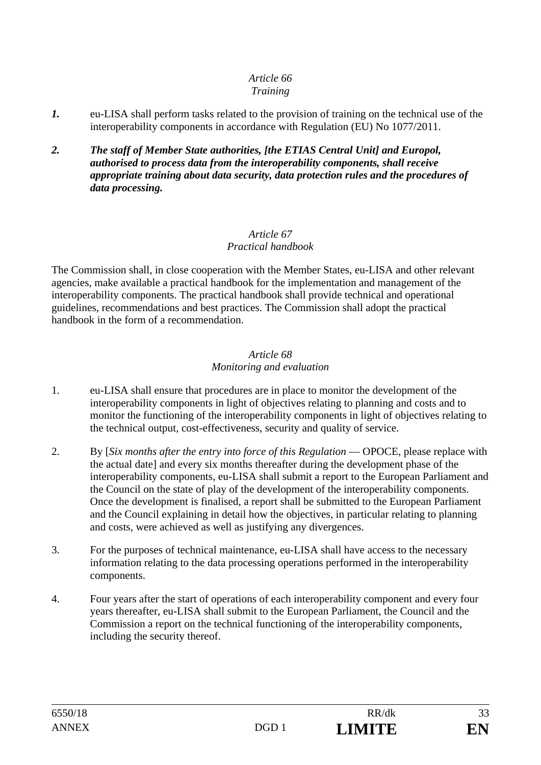*Article 66*
*Training*

***1.*** eu-LISA shall perform tasks related to the provision of training on the technical use of the interoperability components in accordance with Regulation (EU) No 1077/2011.

***2. The staff of Member State authorities, [the ETIAS Central Unit] and Europol, authorised to process data from the interoperability components, shall receive appropriate training about data security, data protection rules and the procedures of data processing.***

*Article 67*
*Practical handbook*

The Commission shall, in close cooperation with the Member States, eu-LISA and other relevant agencies, make available a practical handbook for the implementation and management of the interoperability components. The practical handbook shall provide technical and operational guidelines, recommendations and best practices. The Commission shall adopt the practical handbook in the form of a recommendation.

*Article 68*
*Monitoring and evaluation*

1. eu-LISA shall ensure that procedures are in place to monitor the development of the interoperability components in light of objectives relating to planning and costs and to monitor the functioning of the interoperability components in light of objectives relating to the technical output, cost-effectiveness, security and quality of service.

2. By [*Six months after the entry into force of this Regulation* — OPOCE, please replace with the actual date] and every six months thereafter during the development phase of the interoperability components, eu-LISA shall submit a report to the European Parliament and the Council on the state of play of the development of the interoperability components. Once the development is finalised, a report shall be submitted to the European Parliament and the Council explaining in detail how the objectives, in particular relating to planning and costs, were achieved as well as justifying any divergences.

3. For the purposes of technical maintenance, eu-LISA shall have access to the necessary information relating to the data processing operations performed in the interoperability components.

4. Four years after the start of operations of each interoperability component and every four years thereafter, eu-LISA shall submit to the European Parliament, the Council and the Commission a report on the technical functioning of the interoperability components, including the security thereof.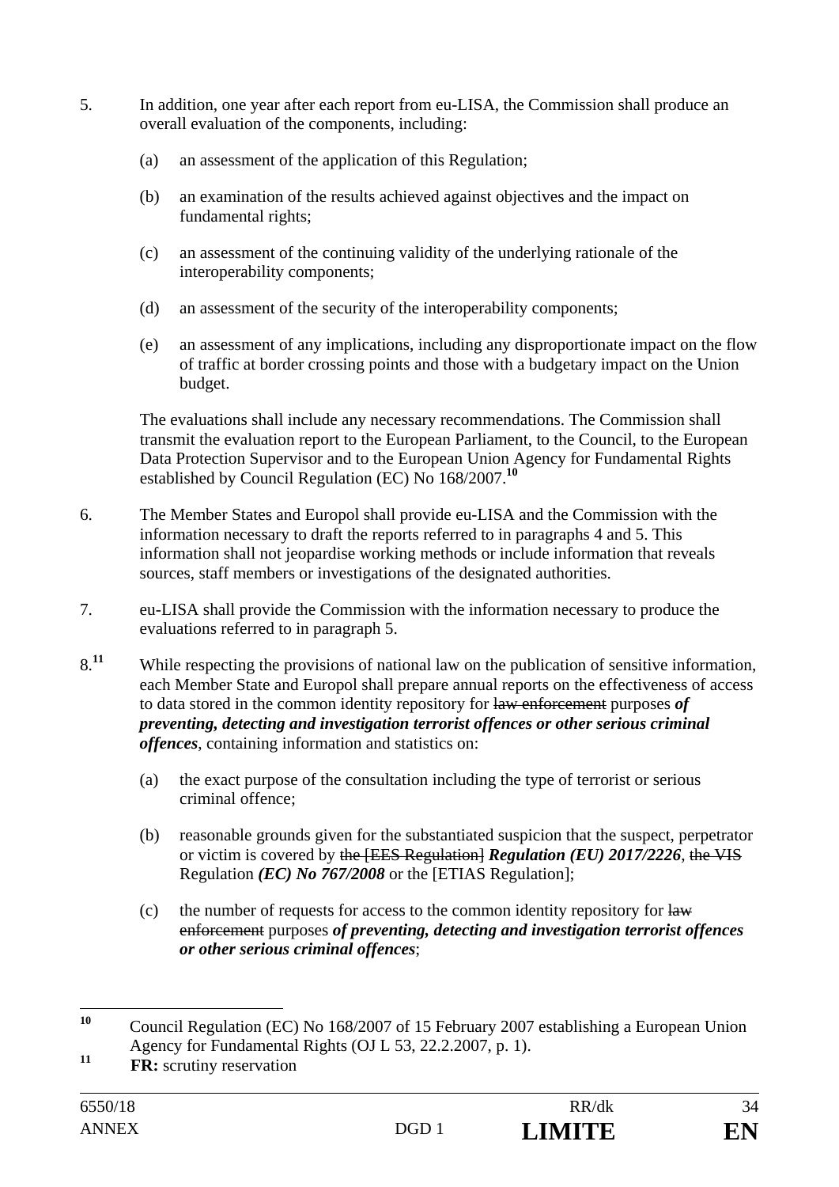5. In addition, one year after each report from eu-LISA, the Commission shall produce an overall evaluation of the components, including:

   (a) an assessment of the application of this Regulation;

   (b) an examination of the results achieved against objectives and the impact on fundamental rights;

   (c) an assessment of the continuing validity of the underlying rationale of the interoperability components;

   (d) an assessment of the security of the interoperability components;

   (e) an assessment of any implications, including any disproportionate impact on the flow of traffic at border crossing points and those with a budgetary impact on the Union budget.

   The evaluations shall include any necessary recommendations. The Commission shall transmit the evaluation report to the European Parliament, to the Council, to the European Data Protection Supervisor and to the European Union Agency for Fundamental Rights established by Council Regulation (EC) No 168/2007.[10]

6. The Member States and Europol shall provide eu-LISA and the Commission with the information necessary to draft the reports referred to in paragraphs 4 and 5. This information shall not jeopardise working methods or include information that reveals sources, staff members or investigations of the designated authorities.

7. eu-LISA shall provide the Commission with the information necessary to produce the evaluations referred to in paragraph 5.

8.[11] While respecting the provisions of national law on the publication of sensitive information, each Member State and Europol shall prepare annual reports on the effectiveness of access to data stored in the common identity repository for ~~law enforcement~~ purposes ***of preventing, detecting and investigation terrorist offences or other serious criminal offences***, containing information and statistics on:

   (a) the exact purpose of the consultation including the type of terrorist or serious criminal offence;

   (b) reasonable grounds given for the substantiated suspicion that the suspect, perpetrator or victim is covered by ~~the [EES Regulation]~~ ***Regulation (EU) 2017/2226***, ~~the VIS~~ Regulation ***(EC) No 767/2008*** or the [ETIAS Regulation];

   (c) the number of requests for access to the common identity repository for ~~law enforcement~~ purposes ***of preventing, detecting and investigation terrorist offences or other serious criminal offences***;

---

[10] Council Regulation (EC) No 168/2007 of 15 February 2007 establishing a European Union Agency for Fundamental Rights (OJ L 53, 22.2.2007, p. 1).

[11] **FR:** scrutiny reservation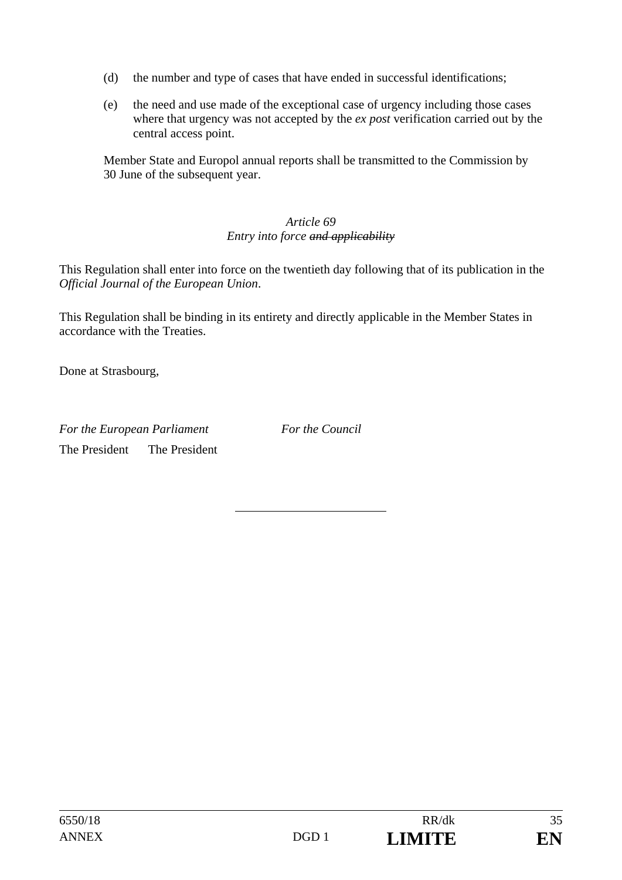(d) the number and type of cases that have ended in successful identifications;

(e) the need and use made of the exceptional case of urgency including those cases where that urgency was not accepted by the *ex post* verification carried out by the central access point.

Member State and Europol annual reports shall be transmitted to the Commission by 30 June of the subsequent year.

*Article 69*

*Entry into force ~~and applicability~~*

This Regulation shall enter into force on the twentieth day following that of its publication in the *Official Journal of the European Union*.

This Regulation shall be binding in its entirety and directly applicable in the Member States in accordance with the Treaties.

Done at Strasbourg,

*For the European Parliament* *For the Council*

The President The President